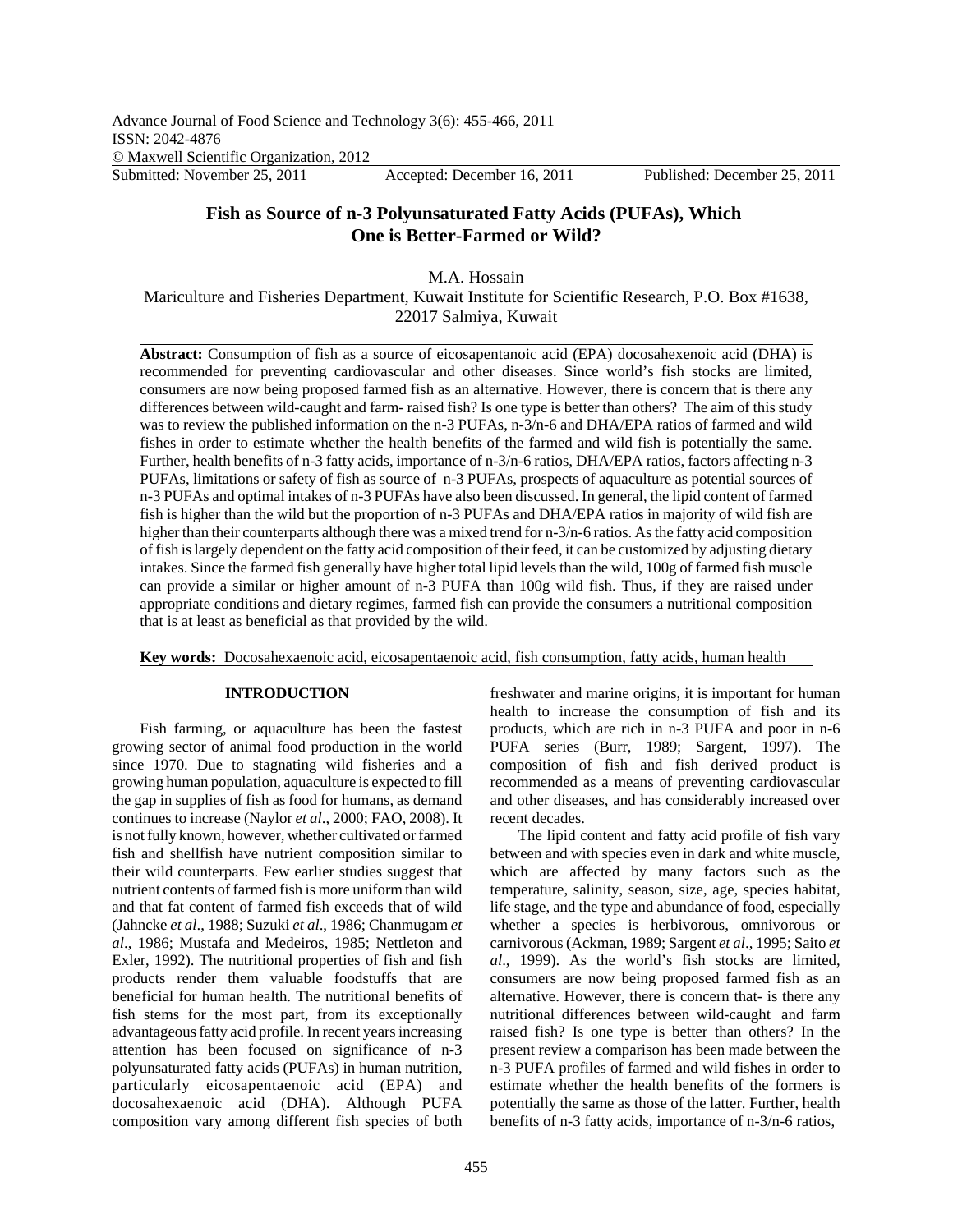Advance Journal of Food Science and Technology 3(6): 455-466, 2011
ISSN: 2042-4876
© Maxwell Scientific Organization, 2012
Submitted: November 25, 2011 Accepted: December 16, 2011 Published: December 25, 2011

# Fish as Source of n-3 Polyunsaturated Fatty Acids (PUFAs), Which One is Better-Farmed or Wild?

M.A. Hossain

Mariculture and Fisheries Department, Kuwait Institute for Scientific Research, P.O. Box #1638, 22017 Salmiya, Kuwait

**Abstract:** Consumption of fish as a source of eicosapentanoic acid (EPA) docosahexenoic acid (DHA) is recommended for preventing cardiovascular and other diseases. Since world's fish stocks are limited, consumers are now being proposed farmed fish as an alternative. However, there is concern that is there any differences between wild-caught and farm- raised fish? Is one type is better than others? The aim of this study was to review the published information on the n-3 PUFAs, n-3/n-6 and DHA/EPA ratios of farmed and wild fishes in order to estimate whether the health benefits of the farmed and wild fish is potentially the same. Further, health benefits of n-3 fatty acids, importance of n-3/n-6 ratios, DHA/EPA ratios, factors affecting n-3 PUFAs, limitations or safety of fish as source of n-3 PUFAs, prospects of aquaculture as potential sources of n-3 PUFAs and optimal intakes of n-3 PUFAs have also been discussed. In general, the lipid content of farmed fish is higher than the wild but the proportion of n-3 PUFAs and DHA/EPA ratios in majority of wild fish are higher than their counterparts although there was a mixed trend for n-3/n-6 ratios. As the fatty acid composition of fish is largely dependent on the fatty acid composition of their feed, it can be customized by adjusting dietary intakes. Since the farmed fish generally have higher total lipid levels than the wild, 100g of farmed fish muscle can provide a similar or higher amount of n-3 PUFA than 100g wild fish. Thus, if they are raised under appropriate conditions and dietary regimes, farmed fish can provide the consumers a nutritional composition that is at least as beneficial as that provided by the wild.

**Key words:** Docosahexaenoic acid, eicosapentaenoic acid, fish consumption, fatty acids, human health

## INTRODUCTION

Fish farming, or aquaculture has been the fastest growing sector of animal food production in the world since 1970. Due to stagnating wild fisheries and a growing human population, aquaculture is expected to fill the gap in supplies of fish as food for humans, as demand continues to increase (Naylor *et al*., 2000; FAO, 2008). It is not fully known, however, whether cultivated or farmed fish and shellfish have nutrient composition similar to their wild counterparts. Few earlier studies suggest that nutrient contents of farmed fish is more uniform than wild and that fat content of farmed fish exceeds that of wild (Jahncke *et al*., 1988; Suzuki *et al*., 1986; Chanmugam *et al*., 1986; Mustafa and Medeiros, 1985; Nettleton and Exler, 1992). The nutritional properties of fish and fish products render them valuable foodstuffs that are beneficial for human health. The nutritional benefits of fish stems for the most part, from its exceptionally advantageous fatty acid profile. In recent years increasing attention has been focused on significance of n-3 polyunsaturated fatty acids (PUFAs) in human nutrition, particularly eicosapentaenoic acid (EPA) and docosahexaenoic acid (DHA). Although PUFA composition vary among different fish species of both freshwater and marine origins, it is important for human health to increase the consumption of fish and its products, which are rich in n-3 PUFA and poor in n-6 PUFA series (Burr, 1989; Sargent, 1997). The composition of fish and fish derived product is recommended as a means of preventing cardiovascular and other diseases, and has considerably increased over recent decades.

The lipid content and fatty acid profile of fish vary between and with species even in dark and white muscle, which are affected by many factors such as the temperature, salinity, season, size, age, species habitat, life stage, and the type and abundance of food, especially whether a species is herbivorous, omnivorous or carnivorous (Ackman, 1989; Sargent *et al*., 1995; Saito *et al*., 1999). As the world's fish stocks are limited, consumers are now being proposed farmed fish as an alternative. However, there is concern that- is there any nutritional differences between wild-caught and farm raised fish? Is one type is better than others? In the present review a comparison has been made between the n-3 PUFA profiles of farmed and wild fishes in order to estimate whether the health benefits of the formers is potentially the same as those of the latter. Further, health benefits of n-3 fatty acids, importance of n-3/n-6 ratios,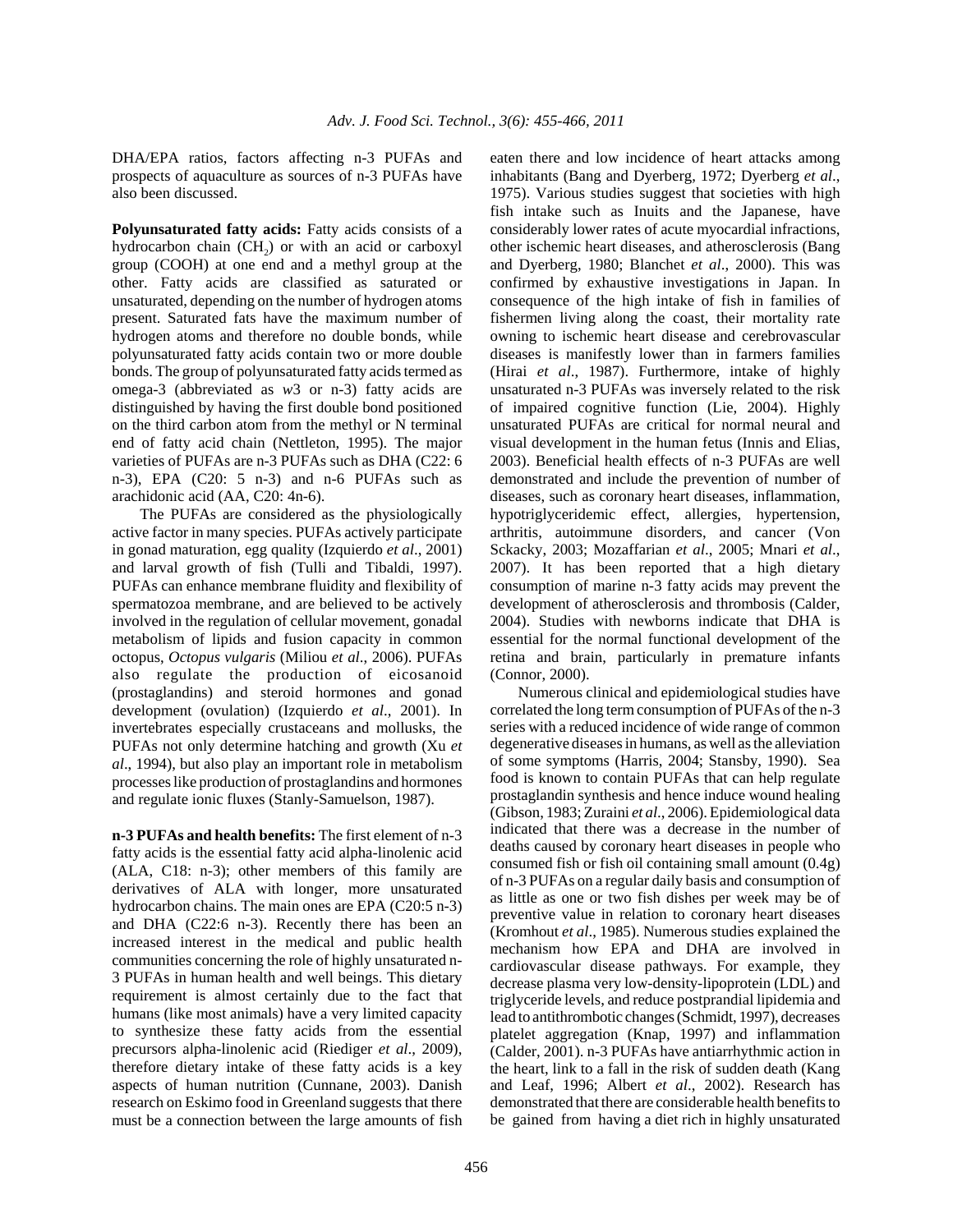DHA/EPA ratios, factors affecting n-3 PUFAs and prospects of aquaculture as sources of n-3 PUFAs have also been discussed.

**Polyunsaturated fatty acids:** Fatty acids consists of a hydrocarbon chain ($CH_2$) or with an acid or carboxyl group (COOH) at one end and a methyl group at the other. Fatty acids are classified as saturated or unsaturated, depending on the number of hydrogen atoms present. Saturated fats have the maximum number of hydrogen atoms and therefore no double bonds, while polyunsaturated fatty acids contain two or more double bonds. The group of polyunsaturated fatty acids termed as omega-3 (abbreviated as *w*3 or n-3) fatty acids are distinguished by having the first double bond positioned on the third carbon atom from the methyl or N terminal end of fatty acid chain (Nettleton, 1995). The major varieties of PUFAs are n-3 PUFAs such as DHA (C22: 6 n-3), EPA (C20: 5 n-3) and n-6 PUFAs such as arachidonic acid (AA, C20: 4n-6).

The PUFAs are considered as the physiologically active factor in many species. PUFAs actively participate in gonad maturation, egg quality (Izquierdo *et al*., 2001) and larval growth of fish (Tulli and Tibaldi, 1997). PUFAs can enhance membrane fluidity and flexibility of spermatozoa membrane, and are believed to be actively involved in the regulation of cellular movement, gonadal metabolism of lipids and fusion capacity in common octopus, *Octopus vulgaris* (Miliou *et al*., 2006). PUFAs also regulate the production of eicosanoid (prostaglandins) and steroid hormones and gonad development (ovulation) (Izquierdo *et al*., 2001). In invertebrates especially crustaceans and mollusks, the PUFAs not only determine hatching and growth (Xu *et al*., 1994), but also play an important role in metabolism processes like production of prostaglandins and hormones and regulate ionic fluxes (Stanly-Samuelson, 1987).

**n-3 PUFAs and health benefits:** The first element of n-3 fatty acids is the essential fatty acid alpha-linolenic acid (ALA, C18: n-3); other members of this family are derivatives of ALA with longer, more unsaturated hydrocarbon chains. The main ones are EPA (C20:5 n-3) and DHA (C22:6 n-3). Recently there has been an increased interest in the medical and public health communities concerning the role of highly unsaturated n-3 PUFAs in human health and well beings. This dietary requirement is almost certainly due to the fact that humans (like most animals) have a very limited capacity to synthesize these fatty acids from the essential precursors alpha-linolenic acid (Riediger *et al*., 2009), therefore dietary intake of these fatty acids is a key aspects of human nutrition (Cunnane, 2003). Danish research on Eskimo food in Greenland suggests that there must be a connection between the large amounts of fish eaten there and low incidence of heart attacks among inhabitants (Bang and Dyerberg, 1972; Dyerberg *et al*., 1975). Various studies suggest that societies with high fish intake such as Inuits and the Japanese, have considerably lower rates of acute myocardial infractions, other ischemic heart diseases, and atherosclerosis (Bang and Dyerberg, 1980; Blanchet *et al*., 2000). This was confirmed by exhaustive investigations in Japan. In consequence of the high intake of fish in families of fishermen living along the coast, their mortality rate owning to ischemic heart disease and cerebrovascular diseases is manifestly lower than in farmers families (Hirai *et al*., 1987). Furthermore, intake of highly unsaturated n-3 PUFAs was inversely related to the risk of impaired cognitive function (Lie, 2004). Highly unsaturated PUFAs are critical for normal neural and visual development in the human fetus (Innis and Elias, 2003). Beneficial health effects of n-3 PUFAs are well demonstrated and include the prevention of number of diseases, such as coronary heart diseases, inflammation, hypotriglyceridemic effect, allergies, hypertension, arthritis, autoimmune disorders, and cancer (Von Sckacky, 2003; Mozaffarian *et al*., 2005; Mnari *et al*., 2007). It has been reported that a high dietary consumption of marine n-3 fatty acids may prevent the development of atherosclerosis and thrombosis (Calder, 2004). Studies with newborns indicate that DHA is essential for the normal functional development of the retina and brain, particularly in premature infants (Connor, 2000).

Numerous clinical and epidemiological studies have correlated the long term consumption of PUFAs of the n-3 series with a reduced incidence of wide range of common degenerative diseases in humans, as well as the alleviation of some symptoms (Harris, 2004; Stansby, 1990). Sea food is known to contain PUFAs that can help regulate prostaglandin synthesis and hence induce wound healing (Gibson, 1983; Zuraini *et al*., 2006). Epidemiological data indicated that there was a decrease in the number of deaths caused by coronary heart diseases in people who consumed fish or fish oil containing small amount (0.4g) of n-3 PUFAs on a regular daily basis and consumption of as little as one or two fish dishes per week may be of preventive value in relation to coronary heart diseases (Kromhout *et al*., 1985). Numerous studies explained the mechanism how EPA and DHA are involved in cardiovascular disease pathways. For example, they decrease plasma very low-density-lipoprotein (LDL) and triglyceride levels, and reduce postprandial lipidemia and lead to antithrombotic changes (Schmidt, 1997), decreases platelet aggregation (Knap, 1997) and inflammation (Calder, 2001). n-3 PUFAs have antiarrhythmic action in the heart, link to a fall in the risk of sudden death (Kang and Leaf, 1996; Albert *et al*., 2002). Research has demonstrated that there are considerable health benefits to be gained from having a diet rich in highly unsaturated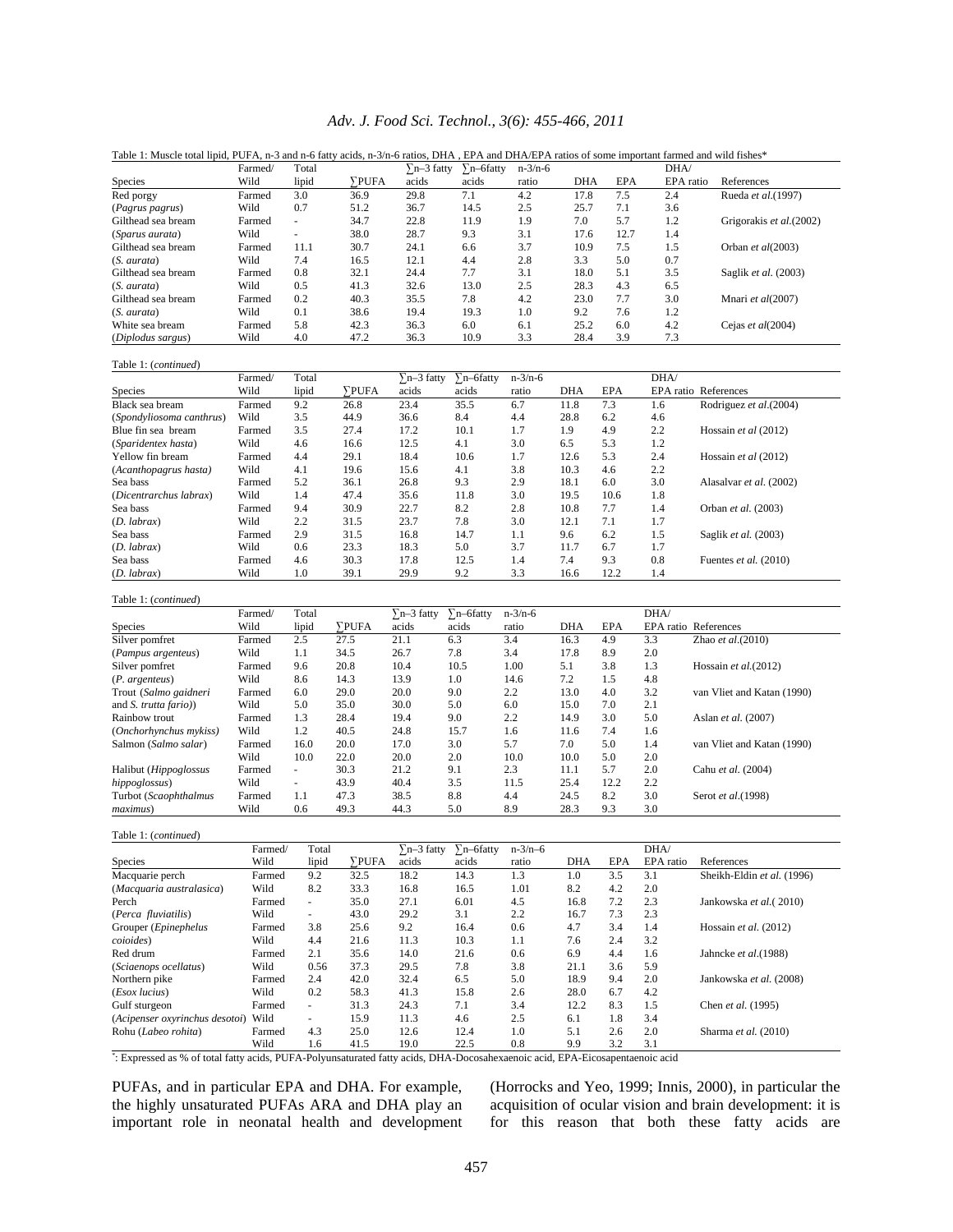Table 1: Muscle total lipid, PUFA, n-3 and n-6 fatty acids, n-3/n-6 ratios, DHA , EPA and DHA/EPA ratios of some important farmed and wild fishes*

| Species | Farmed/ Wild | Total lipid | ∑PUFA | ∑n–3 fatty acids | ∑n–6fatty acids | n-3/n-6 ratio | DHA | EPA | DHA/ EPA ratio | References |
|---|---|---|---|---|---|---|---|---|---|---|
| Red porgy | Farmed | 3.0 | 36.9 | 29.8 | 7.1 | 4.2 | 17.8 | 7.5 | 2.4 | Rueda *et al.*(1997) |
| (*Pagrus pagrus*) | Wild | 0.7 | 51.2 | 36.7 | 14.5 | 2.5 | 25.7 | 7.1 | 3.6 | |
| Gilthead sea bream | Farmed | - | 34.7 | 22.8 | 11.9 | 1.9 | 7.0 | 5.7 | 1.2 | Grigorakis *et al.*(2002) |
| (*Sparus aurata*) | Wild | - | 38.0 | 28.7 | 9.3 | 3.1 | 17.6 | 12.7 | 1.4 | |
| Gilthead sea bream | Farmed | 11.1 | 30.7 | 24.1 | 6.6 | 3.7 | 10.9 | 7.5 | 1.5 | Orban *et al*(2003) |
| (*S. aurata*) | Wild | 7.4 | 16.5 | 12.1 | 4.4 | 2.8 | 3.3 | 5.0 | 0.7 | |
| Gilthead sea bream | Farmed | 0.8 | 32.1 | 24.4 | 7.7 | 3.1 | 18.0 | 5.1 | 3.5 | Saglik *et al.* (2003) |
| (*S. aurata*) | Wild | 0.5 | 41.3 | 32.6 | 13.0 | 2.5 | 28.3 | 4.3 | 6.5 | |
| Gilthead sea bream | Farmed | 0.2 | 40.3 | 35.5 | 7.8 | 4.2 | 23.0 | 7.7 | 3.0 | Mnari *et al*(2007) |
| (*S. aurata*) | Wild | 0.1 | 38.6 | 19.4 | 19.3 | 1.0 | 9.2 | 7.6 | 1.2 | |
| White sea bream | Farmed | 5.8 | 42.3 | 36.3 | 6.0 | 6.1 | 25.2 | 6.0 | 4.2 | Cejas *et al*(2004) |
| (*Diplodus sargus*) | Wild | 4.0 | 47.2 | 36.3 | 10.9 | 3.3 | 28.4 | 3.9 | 7.3 | |
| Black sea bream | Farmed | 9.2 | 26.8 | 23.4 | 35.5 | 6.7 | 11.8 | 7.3 | 1.6 | Rodriguez *et al.*(2004) |
| (*Spondyliosoma canthrus*) | Wild | 3.5 | 44.9 | 36.6 | 8.4 | 4.4 | 28.8 | 6.2 | 4.6 | |
| Blue fin sea bream | Farmed | 3.5 | 27.4 | 17.2 | 10.1 | 1.7 | 1.9 | 4.9 | 2.2 | Hossain *et al* (2012) |
| (*Sparidentex hasta*) | Wild | 4.6 | 16.6 | 12.5 | 4.1 | 3.0 | 6.5 | 5.3 | 1.2 | |
| Yellow fin bream | Farmed | 4.4 | 29.1 | 18.4 | 10.6 | 1.7 | 12.6 | 5.3 | 2.4 | Hossain *et al* (2012) |
| (*Acanthopagrus hasta)* | Wild | 4.1 | 19.6 | 15.6 | 4.1 | 3.8 | 10.3 | 4.6 | 2.2 | |
| Sea bass | Farmed | 5.2 | 36.1 | 26.8 | 9.3 | 2.9 | 18.1 | 6.0 | 3.0 | Alasalvar *et al.* (2002) |
| (*Dicentrarchus labrax*) | Wild | 1.4 | 47.4 | 35.6 | 11.8 | 3.0 | 19.5 | 10.6 | 1.8 | |
| Sea bass | Farmed | 9.4 | 30.9 | 22.7 | 8.2 | 2.8 | 10.8 | 7.7 | 1.4 | Orban *et al.* (2003) |
| (*D. labrax*) | Wild | 2.2 | 31.5 | 23.7 | 7.8 | 3.0 | 12.1 | 7.1 | 1.7 | |
| Sea bass | Farmed | 2.9 | 31.5 | 16.8 | 14.7 | 1.1 | 9.6 | 6.2 | 1.5 | Saglik *et al.* (2003) |
| (*D. labrax*) | Wild | 0.6 | 23.3 | 18.3 | 5.0 | 3.7 | 11.7 | 6.7 | 1.7 | |
| Sea bass | Farmed | 4.6 | 30.3 | 17.8 | 12.5 | 1.4 | 7.4 | 9.3 | 0.8 | Fuentes *et al.* (2010) |
| (*D. labrax*) | Wild | 1.0 | 39.1 | 29.9 | 9.2 | 3.3 | 16.6 | 12.2 | 1.4 | |
| Silver pomfret | Farmed | 2.5 | 27.5 | 21.1 | 6.3 | 3.4 | 16.3 | 4.9 | 3.3 | Zhao *et al.*(2010) |
| (*Pampus argenteus*) | Wild | 1.1 | 34.5 | 26.7 | 7.8 | 3.4 | 17.8 | 8.9 | 2.0 | |
| Silver pomfret | Farmed | 9.6 | 20.8 | 10.4 | 10.5 | 1.00 | 5.1 | 3.8 | 1.3 | Hossain *et al.*(2012) |
| (*P. argenteus*) | Wild | 8.6 | 14.3 | 13.9 | 1.0 | 14.6 | 7.2 | 1.5 | 4.8 | |
| Trout (*Salmo gaidneri* | Farmed | 6.0 | 29.0 | 20.0 | 9.0 | 2.2 | 13.0 | 4.0 | 3.2 | van Vliet and Katan (1990) |
| and *S. trutta fario*)) | Wild | 5.0 | 35.0 | 30.0 | 5.0 | 6.0 | 15.0 | 7.0 | 2.1 | |
| Rainbow trout | Farmed | 1.3 | 28.4 | 19.4 | 9.0 | 2.2 | 14.9 | 3.0 | 5.0 | Aslan *et al.* (2007) |
| (*Onchorhynchus mykiss)* | Wild | 1.2 | 40.5 | 24.8 | 15.7 | 1.6 | 11.6 | 7.4 | 1.6 | |
| Salmon (*Salmo salar*) | Farmed | 16.0 | 20.0 | 17.0 | 3.0 | 5.7 | 7.0 | 5.0 | 1.4 | van Vliet and Katan (1990) |
| | Wild | 10.0 | 22.0 | 20.0 | 2.0 | 10.0 | 10.0 | 5.0 | 2.0 | |
| Halibut (*Hippoglossus* | Farmed | - | 30.3 | 21.2 | 9.1 | 2.3 | 11.1 | 5.7 | 2.0 | Cahu *et al.* (2004) |
| *hippoglossus*) | Wild | - | 43.9 | 40.4 | 3.5 | 11.5 | 25.4 | 12.2 | 2.2 | |
| Turbot (*Scaophthalmus* | Farmed | 1.1 | 47.3 | 38.5 | 8.8 | 4.4 | 24.5 | 8.2 | 3.0 | Serot *et al.*(1998) |
| *maximus*) | Wild | 0.6 | 49.3 | 44.3 | 5.0 | 8.9 | 28.3 | 9.3 | 3.0 | |
| Macquarie perch | Farmed | 9.2 | 32.5 | 18.2 | 14.3 | 1.3 | 1.0 | 3.5 | 3.1 | Sheikh-Eldin *et al.* (1996) |
| (*Macquaria australasica*) | Wild | 8.2 | 33.3 | 16.8 | 16.5 | 1.01 | 8.2 | 4.2 | 2.0 | |
| Perch | Farmed | - | 35.0 | 27.1 | 6.01 | 4.5 | 16.8 | 7.2 | 2.3 | Jankowska *et al.*( 2010) |
| (*Perca fluviatilis*) | Wild | - | 43.0 | 29.2 | 3.1 | 2.2 | 16.7 | 7.3 | 2.3 | |
| Grouper (*Epinephelus* | Farmed | 3.8 | 25.6 | 9.2 | 16.4 | 0.6 | 4.7 | 3.4 | 1.4 | Hossain *et al.* (2012) |
| *coioides*) | Wild | 4.4 | 21.6 | 11.3 | 10.3 | 1.1 | 7.6 | 2.4 | 3.2 | |
| Red drum | Farmed | 2.1 | 35.6 | 14.0 | 21.6 | 0.6 | 6.9 | 4.4 | 1.6 | Jahncke *et al.*(1988) |
| (*Sciaenops ocellatus*) | Wild | 0.56 | 37.3 | 29.5 | 7.8 | 3.8 | 21.1 | 3.6 | 5.9 | |
| Northern pike | Farmed | 2.4 | 42.0 | 32.4 | 6.5 | 5.0 | 18.9 | 9.4 | 2.0 | Jankowska *et al.* (2008) |
| (*Esox lucius*) | Wild | 0.2 | 58.3 | 41.3 | 15.8 | 2.6 | 28.0 | 6.7 | 4.2 | |
| Gulf sturgeon | Farmed | - | 31.3 | 24.3 | 7.1 | 3.4 | 12.2 | 8.3 | 1.5 | Chen *et al.* (1995) |
| (*Acipenser oxyrinchus desotoi*) | Wild | - | 15.9 | 11.3 | 4.6 | 2.5 | 6.1 | 1.8 | 3.4 | |
| Rohu (*Labeo rohita*) | Farmed | 4.3 | 25.0 | 12.6 | 12.4 | 1.0 | 5.1 | 2.6 | 2.0 | Sharma *et al.* (2010) |
| | Wild | 1.6 | 41.5 | 19.0 | 22.5 | 0.8 | 9.9 | 3.2 | 3.1 | |

*: Expressed as % of total fatty acids, PUFA-Polyunsaturated fatty acids, DHA-Docosahexaenoic acid, EPA-Eicosapentaenoic acid

PUFAs, and in particular EPA and DHA. For example, the highly unsaturated PUFAs ARA and DHA play an important role in neonatal health and development (Horrocks and Yeo, 1999; Innis, 2000), in particular the acquisition of ocular vision and brain development: it is for this reason that both these fatty acids are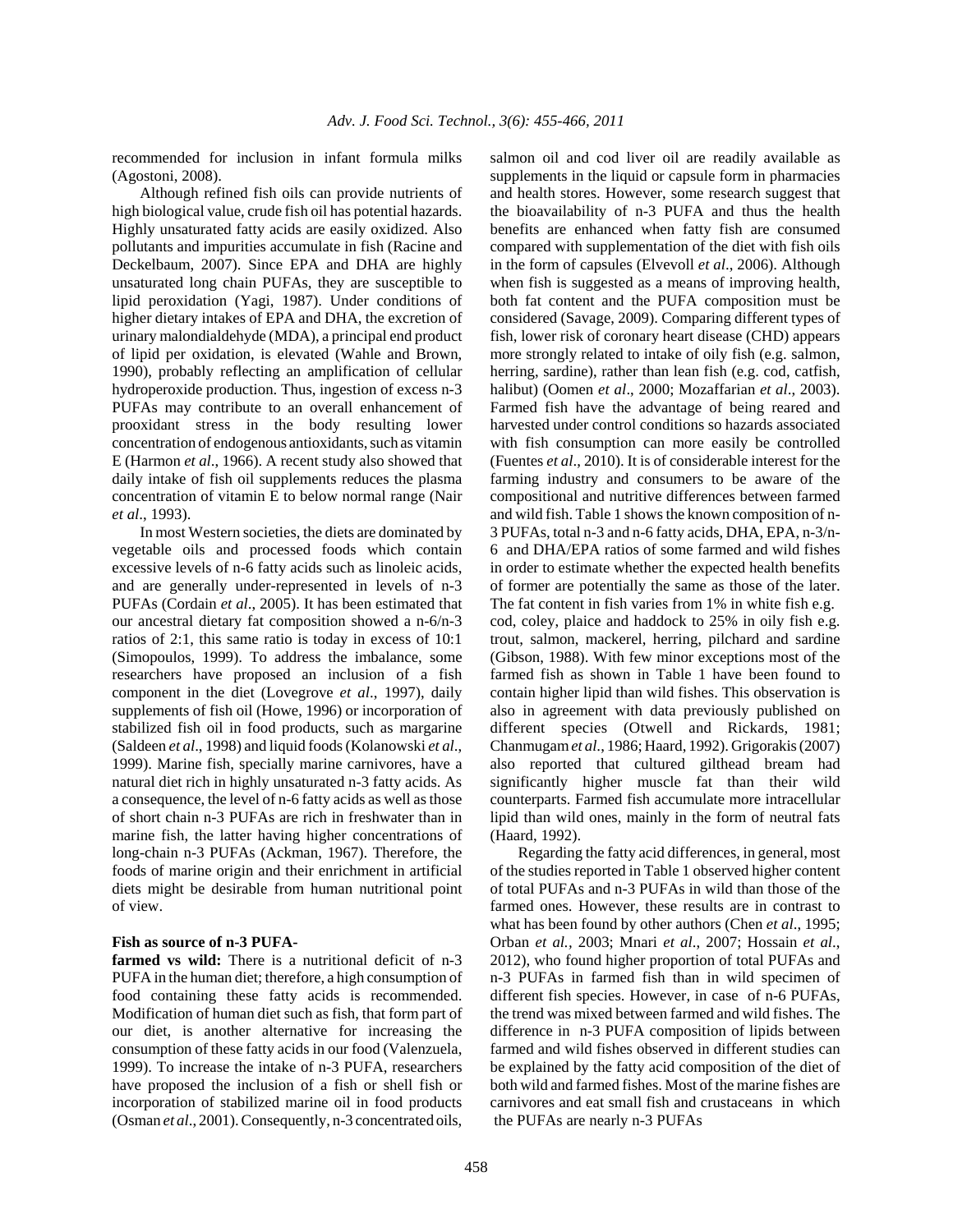recommended for inclusion in infant formula milks (Agostoni, 2008).

Although refined fish oils can provide nutrients of high biological value, crude fish oil has potential hazards. Highly unsaturated fatty acids are easily oxidized. Also pollutants and impurities accumulate in fish (Racine and Deckelbaum, 2007). Since EPA and DHA are highly unsaturated long chain PUFAs, they are susceptible to lipid peroxidation (Yagi, 1987). Under conditions of higher dietary intakes of EPA and DHA, the excretion of urinary malondialdehyde (MDA), a principal end product of lipid per oxidation, is elevated (Wahle and Brown, 1990), probably reflecting an amplification of cellular hydroperoxide production. Thus, ingestion of excess n-3 PUFAs may contribute to an overall enhancement of prooxidant stress in the body resulting lower concentration of endogenous antioxidants, such as vitamin E (Harmon *et al*., 1966). A recent study also showed that daily intake of fish oil supplements reduces the plasma concentration of vitamin E to below normal range (Nair *et al*., 1993).

In most Western societies, the diets are dominated by vegetable oils and processed foods which contain excessive levels of n-6 fatty acids such as linoleic acids, and are generally under-represented in levels of n-3 PUFAs (Cordain *et al*., 2005). It has been estimated that our ancestral dietary fat composition showed a n-6/n-3 ratios of 2:1, this same ratio is today in excess of 10:1 (Simopoulos, 1999). To address the imbalance, some researchers have proposed an inclusion of a fish component in the diet (Lovegrove *et al*., 1997), daily supplements of fish oil (Howe, 1996) or incorporation of stabilized fish oil in food products, such as margarine (Saldeen *et al*., 1998) and liquid foods (Kolanowski *et al*., 1999). Marine fish, specially marine carnivores, have a natural diet rich in highly unsaturated n-3 fatty acids. As a consequence, the level of n-6 fatty acids as well as those of short chain n-3 PUFAs are rich in freshwater than in marine fish, the latter having higher concentrations of long-chain n-3 PUFAs (Ackman, 1967). Therefore, the foods of marine origin and their enrichment in artificial diets might be desirable from human nutritional point of view.

**Fish as source of n-3 PUFA- farmed vs wild:** There is a nutritional deficit of n-3 PUFA in the human diet; therefore, a high consumption of food containing these fatty acids is recommended. Modification of human diet such as fish, that form part of our diet, is another alternative for increasing the consumption of these fatty acids in our food (Valenzuela, 1999). To increase the intake of n-3 PUFA, researchers have proposed the inclusion of a fish or shell fish or incorporation of stabilized marine oil in food products (Osman *et al*., 2001). Consequently, n-3 concentrated oils, salmon oil and cod liver oil are readily available as supplements in the liquid or capsule form in pharmacies and health stores. However, some research suggest that the bioavailability of n-3 PUFA and thus the health benefits are enhanced when fatty fish are consumed compared with supplementation of the diet with fish oils in the form of capsules (Elvevoll *et al*., 2006). Although when fish is suggested as a means of improving health, both fat content and the PUFA composition must be considered (Savage, 2009). Comparing different types of fish, lower risk of coronary heart disease (CHD) appears more strongly related to intake of oily fish (e.g. salmon, herring, sardine), rather than lean fish (e.g. cod, catfish, halibut) (Oomen *et al*., 2000; Mozaffarian *et al*., 2003). Farmed fish have the advantage of being reared and harvested under control conditions so hazards associated with fish consumption can more easily be controlled (Fuentes *et al*., 2010). It is of considerable interest for the farming industry and consumers to be aware of the compositional and nutritive differences between farmed and wild fish. Table 1 shows the known composition of n-3 PUFAs, total n-3 and n-6 fatty acids, DHA, EPA, n-3/n-6 and DHA/EPA ratios of some farmed and wild fishes in order to estimate whether the expected health benefits of former are potentially the same as those of the later. The fat content in fish varies from 1% in white fish e.g. cod, coley, plaice and haddock to 25% in oily fish e.g. trout, salmon, mackerel, herring, pilchard and sardine (Gibson, 1988). With few minor exceptions most of the farmed fish as shown in Table 1 have been found to contain higher lipid than wild fishes. This observation is also in agreement with data previously published on different species (Otwell and Rickards, 1981; Chanmugam *et al*., 1986; Haard, 1992). Grigorakis (2007) also reported that cultured gilthead bream had significantly higher muscle fat than their wild counterparts. Farmed fish accumulate more intracellular lipid than wild ones, mainly in the form of neutral fats (Haard, 1992).

Regarding the fatty acid differences, in general, most of the studies reported in Table 1 observed higher content of total PUFAs and n-3 PUFAs in wild than those of the farmed ones. However, these results are in contrast to what has been found by other authors (Chen *et al*., 1995; Orban *et al.,* 2003; Mnari *et al*., 2007; Hossain *et al*., 2012), who found higher proportion of total PUFAs and n-3 PUFAs in farmed fish than in wild specimen of different fish species. However, in case of n-6 PUFAs, the trend was mixed between farmed and wild fishes. The difference in n-3 PUFA composition of lipids between farmed and wild fishes observed in different studies can be explained by the fatty acid composition of the diet of both wild and farmed fishes. Most of the marine fishes are carnivores and eat small fish and crustaceans in which the PUFAs are nearly n-3 PUFAs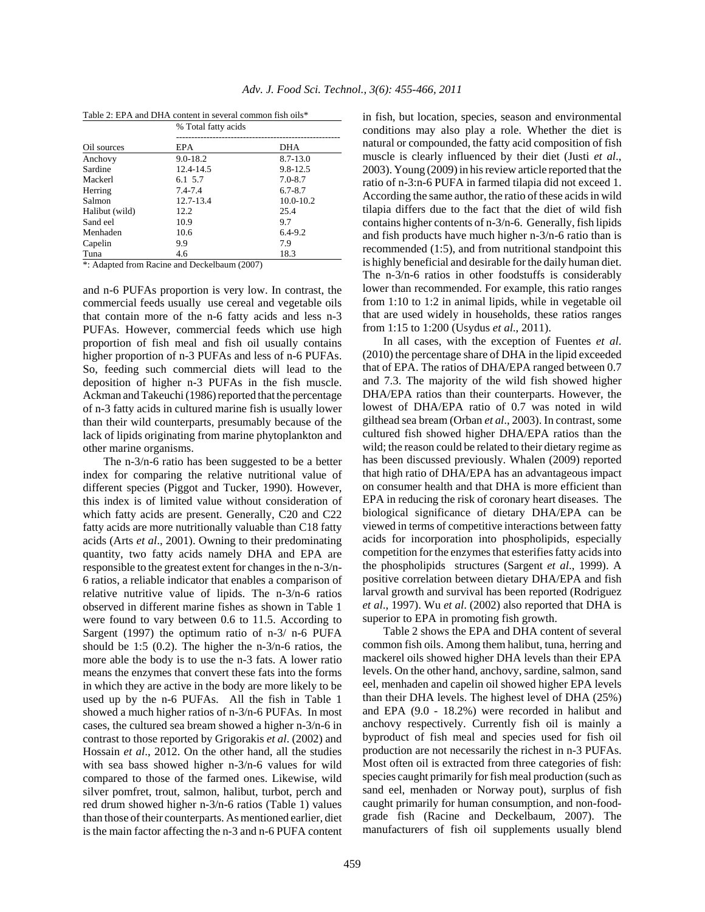Table 2: EPA and DHA content in several common fish oils*

| Oil sources | % Total fatty acids | |
|---|---|---|
| | EPA | DHA |
| Anchovy | 9.0-18.2 | 8.7-13.0 |
| Sardine | 12.4-14.5 | 9.8-12.5 |
| Mackerl | 6.1 5.7 | 7.0-8.7 |
| Herring | 7.4-7.4 | 6.7-8.7 |
| Salmon | 12.7-13.4 | 10.0-10.2 |
| Halibut (wild) | 12.2 | 25.4 |
| Sand eel | 10.9 | 9.7 |
| Menhaden | 10.6 | 6.4-9.2 |
| Capelin | 9.9 | 7.9 |
| Tuna | 4.6 | 18.3 |

*: Adapted from Racine and Deckelbaum (2007)

and n-6 PUFAs proportion is very low. In contrast, the commercial feeds usually use cereal and vegetable oils that contain more of the n-6 fatty acids and less n-3 PUFAs. However, commercial feeds which use high proportion of fish meal and fish oil usually contains higher proportion of n-3 PUFAs and less of n-6 PUFAs. So, feeding such commercial diets will lead to the deposition of higher n-3 PUFAs in the fish muscle. Ackman and Takeuchi (1986) reported that the percentage of n-3 fatty acids in cultured marine fish is usually lower than their wild counterparts, presumably because of the lack of lipids originating from marine phytoplankton and other marine organisms.

The n-3/n-6 ratio has been suggested to be a better index for comparing the relative nutritional value of different species (Piggot and Tucker, 1990). However, this index is of limited value without consideration of which fatty acids are present. Generally, C20 and C22 fatty acids are more nutritionally valuable than C18 fatty acids (Arts *et al*., 2001). Owning to their predominating quantity, two fatty acids namely DHA and EPA are responsible to the greatest extent for changes in the n-3/n-6 ratios, a reliable indicator that enables a comparison of relative nutritive value of lipids. The n-3/n-6 ratios observed in different marine fishes as shown in Table 1 were found to vary between 0.6 to 11.5. According to Sargent (1997) the optimum ratio of n-3/ n-6 PUFA should be 1:5 (0.2). The higher the n-3/n-6 ratios, the more able the body is to use the n-3 fats. A lower ratio means the enzymes that convert these fats into the forms in which they are active in the body are more likely to be used up by the n-6 PUFAs. All the fish in Table 1 showed a much higher ratios of n-3/n-6 PUFAs. In most cases, the cultured sea bream showed a higher n-3/n-6 in contrast to those reported by Grigorakis *et al*. (2002) and Hossain *et al*., 2012. On the other hand, all the studies with sea bass showed higher n-3/n-6 values for wild compared to those of the farmed ones. Likewise, wild silver pomfret, trout, salmon, halibut, turbot, perch and red drum showed higher n-3/n-6 ratios (Table 1) values than those of their counterparts. As mentioned earlier, diet is the main factor affecting the n-3 and n-6 PUFA content in fish, but location, species, season and environmental conditions may also play a role. Whether the diet is natural or compounded, the fatty acid composition of fish muscle is clearly influenced by their diet (Justi *et al*., 2003). Young (2009) in his review article reported that the ratio of n-3:n-6 PUFA in farmed tilapia did not exceed 1. According the same author, the ratio of these acids in wild tilapia differs due to the fact that the diet of wild fish contains higher contents of n-3/n-6. Generally, fish lipids and fish products have much higher n-3/n-6 ratio than is recommended (1:5), and from nutritional standpoint this is highly beneficial and desirable for the daily human diet. The n-3/n-6 ratios in other foodstuffs is considerably lower than recommended. For example, this ratio ranges from 1:10 to 1:2 in animal lipids, while in vegetable oil that are used widely in households, these ratios ranges from 1:15 to 1:200 (Usydus *et al*., 2011).

In all cases, with the exception of Fuentes *et al*. (2010) the percentage share of DHA in the lipid exceeded that of EPA. The ratios of DHA/EPA ranged between 0.7 and 7.3. The majority of the wild fish showed higher DHA/EPA ratios than their counterparts. However, the lowest of DHA/EPA ratio of 0.7 was noted in wild gilthead sea bream (Orban *et al*., 2003). In contrast, some cultured fish showed higher DHA/EPA ratios than the wild; the reason could be related to their dietary regime as has been discussed previously. Whalen (2009) reported that high ratio of DHA/EPA has an advantageous impact on consumer health and that DHA is more efficient than EPA in reducing the risk of coronary heart diseases. The biological significance of dietary DHA/EPA can be viewed in terms of competitive interactions between fatty acids for incorporation into phospholipids, especially competition for the enzymes that esterifies fatty acids into the phospholipids structures (Sargent *et al*., 1999). A positive correlation between dietary DHA/EPA and fish larval growth and survival has been reported (Rodriguez *et al*., 1997). Wu *et al*. (2002) also reported that DHA is superior to EPA in promoting fish growth.

Table 2 shows the EPA and DHA content of several common fish oils. Among them halibut, tuna, herring and mackerel oils showed higher DHA levels than their EPA levels. On the other hand, anchovy, sardine, salmon, sand eel, menhaden and capelin oil showed higher EPA levels than their DHA levels. The highest level of DHA (25%) and EPA (9.0 - 18.2%) were recorded in halibut and anchovy respectively. Currently fish oil is mainly a byproduct of fish meal and species used for fish oil production are not necessarily the richest in n-3 PUFAs. Most often oil is extracted from three categories of fish: species caught primarily for fish meal production (such as sand eel, menhaden or Norway pout), surplus of fish caught primarily for human consumption, and non-food-grade fish (Racine and Deckelbaum, 2007). The manufacturers of fish oil supplements usually blend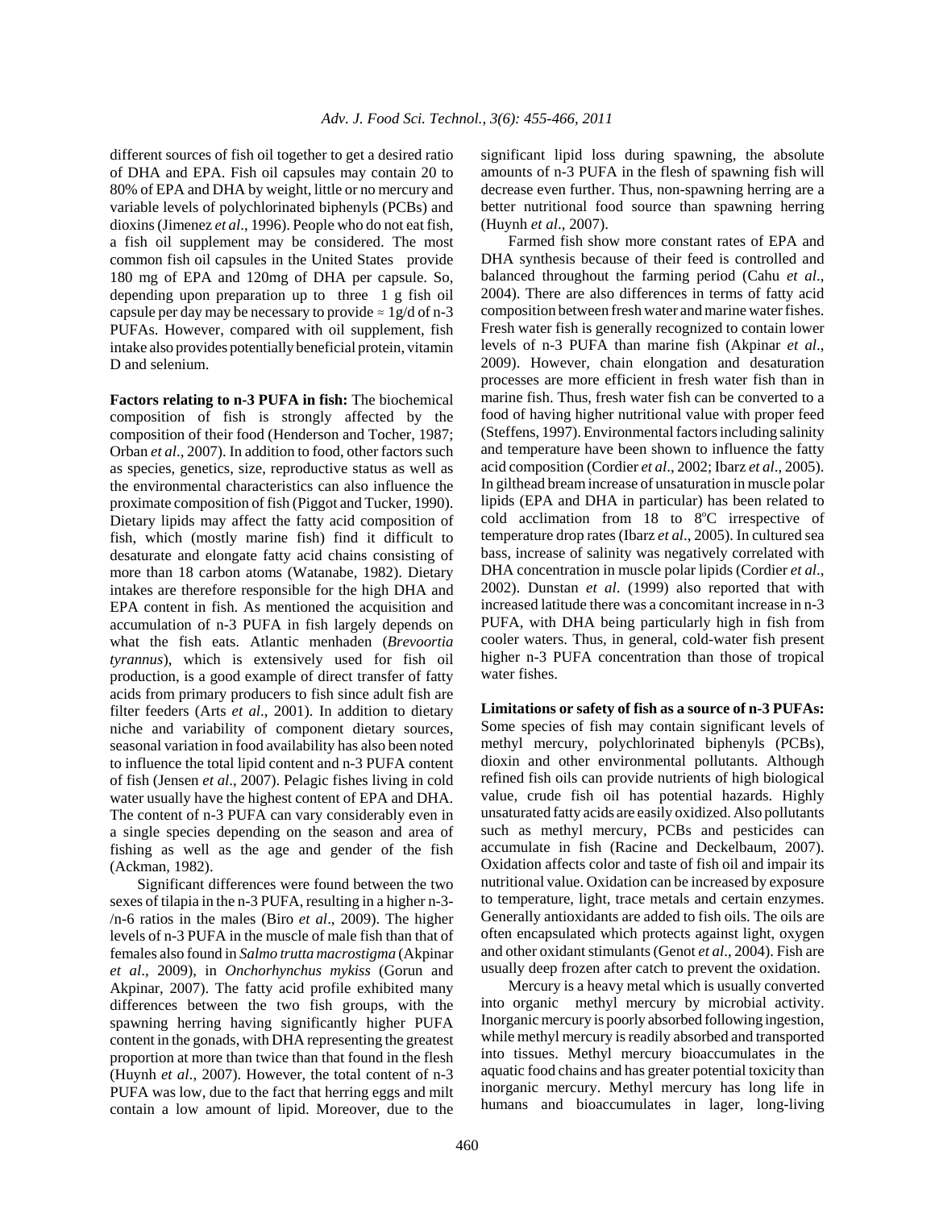different sources of fish oil together to get a desired ratio of DHA and EPA. Fish oil capsules may contain 20 to 80% of EPA and DHA by weight, little or no mercury and variable levels of polychlorinated biphenyls (PCBs) and dioxins (Jimenez *et al*., 1996). People who do not eat fish, a fish oil supplement may be considered. The most common fish oil capsules in the United States provide 180 mg of EPA and 120mg of DHA per capsule. So, depending upon preparation up to three 1 g fish oil capsule per day may be necessary to provide ≈ 1g/d of n-3 PUFAs. However, compared with oil supplement, fish intake also provides potentially beneficial protein, vitamin D and selenium.

**Factors relating to n-3 PUFA in fish:** The biochemical composition of fish is strongly affected by the composition of their food (Henderson and Tocher, 1987; Orban *et al*., 2007). In addition to food, other factors such as species, genetics, size, reproductive status as well as the environmental characteristics can also influence the proximate composition of fish (Piggot and Tucker, 1990). Dietary lipids may affect the fatty acid composition of fish, which (mostly marine fish) find it difficult to desaturate and elongate fatty acid chains consisting of more than 18 carbon atoms (Watanabe, 1982). Dietary intakes are therefore responsible for the high DHA and EPA content in fish. As mentioned the acquisition and accumulation of n-3 PUFA in fish largely depends on what the fish eats. Atlantic menhaden (*Brevoortia tyrannus*), which is extensively used for fish oil production, is a good example of direct transfer of fatty acids from primary producers to fish since adult fish are filter feeders (Arts *et al*., 2001). In addition to dietary niche and variability of component dietary sources, seasonal variation in food availability has also been noted to influence the total lipid content and n-3 PUFA content of fish (Jensen *et al*., 2007). Pelagic fishes living in cold water usually have the highest content of EPA and DHA. The content of n-3 PUFA can vary considerably even in a single species depending on the season and area of fishing as well as the age and gender of the fish (Ackman, 1982).

Significant differences were found between the two sexes of tilapia in the n-3 PUFA, resulting in a higher n-3-/n-6 ratios in the males (Biro *et al*., 2009). The higher levels of n-3 PUFA in the muscle of male fish than that of females also found in *Salmo trutta macrostigma* (Akpinar *et al*., 2009), in *Onchorhynchus mykiss* (Gorun and Akpinar, 2007). The fatty acid profile exhibited many differences between the two fish groups, with the spawning herring having significantly higher PUFA content in the gonads, with DHA representing the greatest proportion at more than twice than that found in the flesh (Huynh *et al*., 2007). However, the total content of n-3 PUFA was low, due to the fact that herring eggs and milt contain a low amount of lipid. Moreover, due to the significant lipid loss during spawning, the absolute amounts of n-3 PUFA in the flesh of spawning fish will decrease even further. Thus, non-spawning herring are a better nutritional food source than spawning herring (Huynh *et al*., 2007).

Farmed fish show more constant rates of EPA and DHA synthesis because of their feed is controlled and balanced throughout the farming period (Cahu *et al*., 2004). There are also differences in terms of fatty acid composition between fresh water and marine water fishes. Fresh water fish is generally recognized to contain lower levels of n-3 PUFA than marine fish (Akpinar *et al*., 2009). However, chain elongation and desaturation processes are more efficient in fresh water fish than in marine fish. Thus, fresh water fish can be converted to a food of having higher nutritional value with proper feed (Steffens, 1997). Environmental factors including salinity and temperature have been shown to influence the fatty acid composition (Cordier *et al*., 2002; Ibarz *et al*., 2005). In gilthead bream increase of unsaturation in muscle polar lipids (EPA and DHA in particular) has been related to cold acclimation from 18 to 8ºC irrespective of temperature drop rates (Ibarz *et al*., 2005). In cultured sea bass, increase of salinity was negatively correlated with DHA concentration in muscle polar lipids (Cordier *et al*., 2002). Dunstan *et al*. (1999) also reported that with increased latitude there was a concomitant increase in n-3 PUFA, with DHA being particularly high in fish from cooler waters. Thus, in general, cold-water fish present higher n-3 PUFA concentration than those of tropical water fishes.

**Limitations or safety of fish as a source of n-3 PUFAs:** Some species of fish may contain significant levels of methyl mercury, polychlorinated biphenyls (PCBs), dioxin and other environmental pollutants. Although refined fish oils can provide nutrients of high biological value, crude fish oil has potential hazards. Highly unsaturated fatty acids are easily oxidized. Also pollutants such as methyl mercury, PCBs and pesticides can accumulate in fish (Racine and Deckelbaum, 2007). Oxidation affects color and taste of fish oil and impair its nutritional value. Oxidation can be increased by exposure to temperature, light, trace metals and certain enzymes. Generally antioxidants are added to fish oils. The oils are often encapsulated which protects against light, oxygen and other oxidant stimulants (Genot *et al*., 2004). Fish are usually deep frozen after catch to prevent the oxidation.

Mercury is a heavy metal which is usually converted into organic methyl mercury by microbial activity. Inorganic mercury is poorly absorbed following ingestion, while methyl mercury is readily absorbed and transported into tissues. Methyl mercury bioaccumulates in the aquatic food chains and has greater potential toxicity than inorganic mercury. Methyl mercury has long life in humans and bioaccumulates in lager, long-living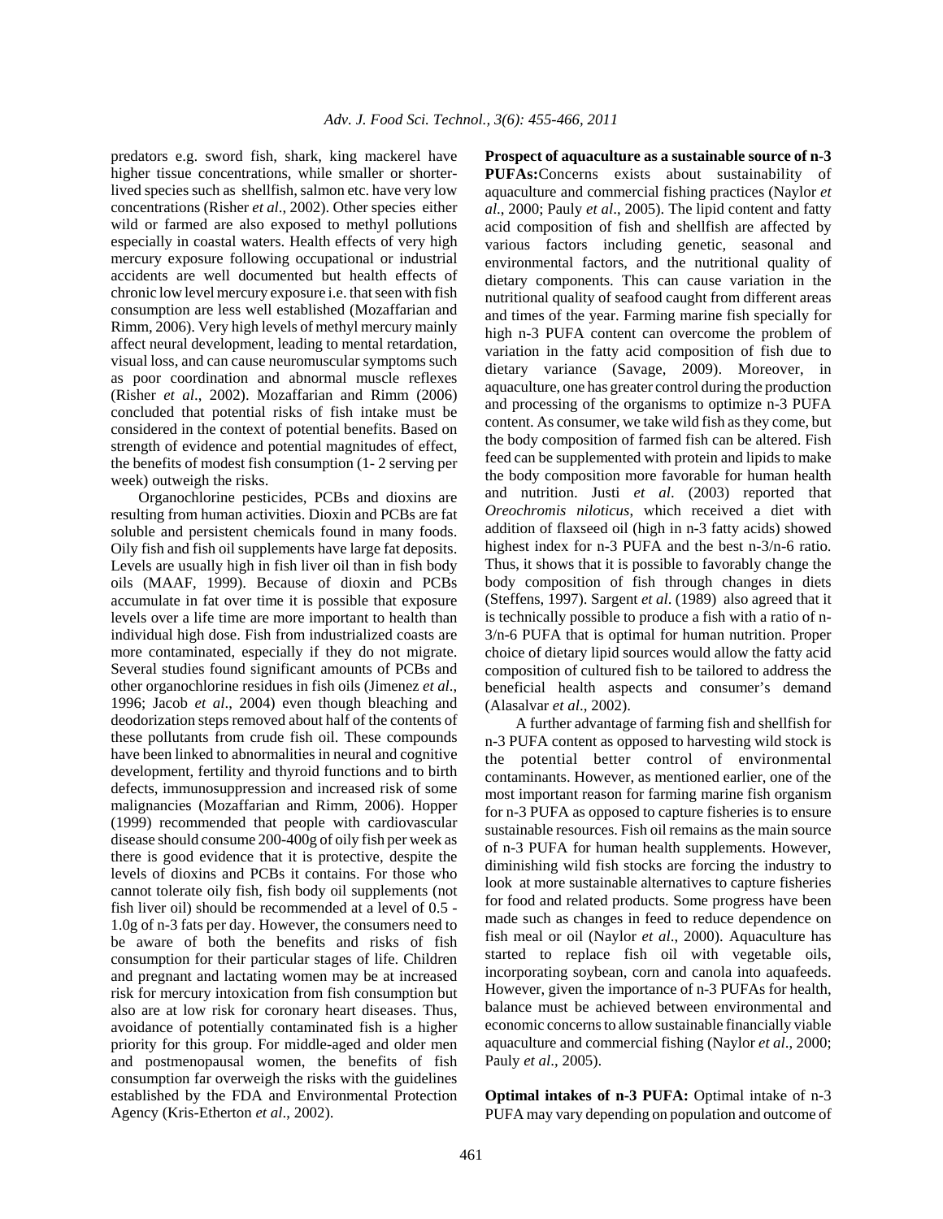predators e.g. sword fish, shark, king mackerel have higher tissue concentrations, while smaller or shorter-lived species such as shellfish, salmon etc. have very low concentrations (Risher *et al*., 2002). Other species either wild or farmed are also exposed to methyl pollutions especially in coastal waters. Health effects of very high mercury exposure following occupational or industrial accidents are well documented but health effects of chronic low level mercury exposure i.e. that seen with fish consumption are less well established (Mozaffarian and Rimm, 2006). Very high levels of methyl mercury mainly affect neural development, leading to mental retardation, visual loss, and can cause neuromuscular symptoms such as poor coordination and abnormal muscle reflexes (Risher *et al*., 2002). Mozaffarian and Rimm (2006) concluded that potential risks of fish intake must be considered in the context of potential benefits. Based on strength of evidence and potential magnitudes of effect, the benefits of modest fish consumption (1- 2 serving per week) outweigh the risks.

Organochlorine pesticides, PCBs and dioxins are resulting from human activities. Dioxin and PCBs are fat soluble and persistent chemicals found in many foods. Oily fish and fish oil supplements have large fat deposits. Levels are usually high in fish liver oil than in fish body oils (MAAF, 1999). Because of dioxin and PCBs accumulate in fat over time it is possible that exposure levels over a life time are more important to health than individual high dose. Fish from industrialized coasts are more contaminated, especially if they do not migrate. Several studies found significant amounts of PCBs and other organochlorine residues in fish oils (Jimenez *et al*., 1996; Jacob *et al*., 2004) even though bleaching and deodorization steps removed about half of the contents of these pollutants from crude fish oil. These compounds have been linked to abnormalities in neural and cognitive development, fertility and thyroid functions and to birth defects, immunosuppression and increased risk of some malignancies (Mozaffarian and Rimm, 2006). Hopper (1999) recommended that people with cardiovascular disease should consume 200-400g of oily fish per week as there is good evidence that it is protective, despite the levels of dioxins and PCBs it contains. For those who cannot tolerate oily fish, fish body oil supplements (not fish liver oil) should be recommended at a level of 0.5 - 1.0g of n-3 fats per day. However, the consumers need to be aware of both the benefits and risks of fish consumption for their particular stages of life. Children and pregnant and lactating women may be at increased risk for mercury intoxication from fish consumption but also are at low risk for coronary heart diseases. Thus, avoidance of potentially contaminated fish is a higher priority for this group. For middle-aged and older men and postmenopausal women, the benefits of fish consumption far overweigh the risks with the guidelines established by the FDA and Environmental Protection Agency (Kris-Etherton *et al*., 2002).

**Prospect of aquaculture as a sustainable source of n-3 PUFAs:** Concerns exists about sustainability of aquaculture and commercial fishing practices (Naylor *et al.*, 2000; Pauly *et al*., 2005). The lipid content and fatty acid composition of fish and shellfish are affected by various factors including genetic, seasonal and environmental factors, and the nutritional quality of dietary components. This can cause variation in the nutritional quality of seafood caught from different areas and times of the year. Farming marine fish specially for high n-3 PUFA content can overcome the problem of variation in the fatty acid composition of fish due to dietary variance (Savage, 2009). Moreover, in aquaculture, one has greater control during the production and processing of the organisms to optimize n-3 PUFA content. As consumer, we take wild fish as they come, but the body composition of farmed fish can be altered. Fish feed can be supplemented with protein and lipids to make the body composition more favorable for human health and nutrition. Justi *et al*. (2003) reported that *Oreochromis niloticus*, which received a diet with addition of flaxseed oil (high in n-3 fatty acids) showed highest index for n-3 PUFA and the best n-3/n-6 ratio. Thus, it shows that it is possible to favorably change the body composition of fish through changes in diets (Steffens, 1997). Sargent *et al*. (1989) also agreed that it is technically possible to produce a fish with a ratio of n-3/n-6 PUFA that is optimal for human nutrition. Proper choice of dietary lipid sources would allow the fatty acid composition of cultured fish to be tailored to address the beneficial health aspects and consumer's demand (Alasalvar *et al*., 2002).

A further advantage of farming fish and shellfish for n-3 PUFA content as opposed to harvesting wild stock is the potential better control of environmental contaminants. However, as mentioned earlier, one of the most important reason for farming marine fish organism for n-3 PUFA as opposed to capture fisheries is to ensure sustainable resources. Fish oil remains as the main source of n-3 PUFA for human health supplements. However, diminishing wild fish stocks are forcing the industry to look at more sustainable alternatives to capture fisheries for food and related products. Some progress have been made such as changes in feed to reduce dependence on fish meal or oil (Naylor *et al*., 2000). Aquaculture has started to replace fish oil with vegetable oils, incorporating soybean, corn and canola into aquafeeds. However, given the importance of n-3 PUFAs for health, balance must be achieved between environmental and economic concerns to allow sustainable financially viable aquaculture and commercial fishing (Naylor *et al*., 2000; Pauly *et al*., 2005).

**Optimal intakes of n-3 PUFA:** Optimal intake of n-3 PUFA may vary depending on population and outcome of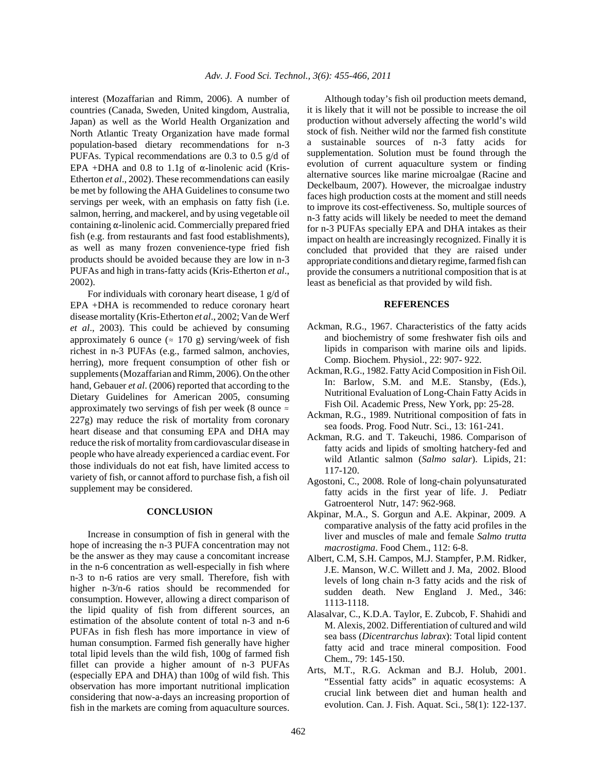interest (Mozaffarian and Rimm, 2006). A number of countries (Canada, Sweden, United kingdom, Australia, Japan) as well as the World Health Organization and North Atlantic Treaty Organization have made formal population-based dietary recommendations for n-3 PUFAs. Typical recommendations are 0.3 to 0.5 g/d of EPA +DHA and 0.8 to 1.1g of α-linolenic acid (Kris-Etherton *et al*., 2002). These recommendations can easily be met by following the AHA Guidelines to consume two servings per week, with an emphasis on fatty fish (i.e. salmon, herring, and mackerel, and by using vegetable oil containing α-linolenic acid. Commercially prepared fried fish (e.g. from restaurants and fast food establishments), as well as many frozen convenience-type fried fish products should be avoided because they are low in n-3 PUFAs and high in trans-fatty acids (Kris-Etherton *et al*., 2002).

For individuals with coronary heart disease, 1 g/d of EPA +DHA is recommended to reduce coronary heart disease mortality (Kris-Etherton *et al*., 2002; Van de Werf *et al*., 2003). This could be achieved by consuming approximately 6 ounce (≈ 170 g) serving/week of fish richest in n-3 PUFAs (e.g., farmed salmon, anchovies, herring), more frequent consumption of other fish or supplements (Mozaffarian and Rimm, 2006). On the other hand, Gebauer *et al*. (2006) reported that according to the Dietary Guidelines for American 2005, consuming approximately two servings of fish per week (8 ounce ≈ 227g) may reduce the risk of mortality from coronary heart disease and that consuming EPA and DHA may reduce the risk of mortality from cardiovascular disease in people who have already experienced a cardiac event. For those individuals do not eat fish, have limited access to variety of fish, or cannot afford to purchase fish, a fish oil supplement may be considered.

## CONCLUSION

Increase in consumption of fish in general with the hope of increasing the n-3 PUFA concentration may not be the answer as they may cause a concomitant increase in the n-6 concentration as well-especially in fish where n-3 to n-6 ratios are very small. Therefore, fish with higher n-3/n-6 ratios should be recommended for consumption. However, allowing a direct comparison of the lipid quality of fish from different sources, an estimation of the absolute content of total n-3 and n-6 PUFAs in fish flesh has more importance in view of human consumption. Farmed fish generally have higher total lipid levels than the wild fish, 100g of farmed fish fillet can provide a higher amount of n-3 PUFAs (especially EPA and DHA) than 100g of wild fish. This observation has more important nutritional implication considering that now-a-days an increasing proportion of fish in the markets are coming from aquaculture sources.

Although today's fish oil production meets demand, it is likely that it will not be possible to increase the oil production without adversely affecting the world's wild stock of fish. Neither wild nor the farmed fish constitute a sustainable sources of n-3 fatty acids for supplementation. Solution must be found through the evolution of current aquaculture system or finding alternative sources like marine microalgae (Racine and Deckelbaum, 2007). However, the microalgae industry faces high production costs at the moment and still needs to improve its cost-effectiveness. So, multiple sources of n-3 fatty acids will likely be needed to meet the demand for n-3 PUFAs specially EPA and DHA intakes as their impact on health are increasingly recognized. Finally it is concluded that provided that they are raised under appropriate conditions and dietary regime, farmed fish can provide the consumers a nutritional composition that is at least as beneficial as that provided by wild fish.

## REFERENCES

Ackman, R.G., 1967. Characteristics of the fatty acids and biochemistry of some freshwater fish oils and lipids in comparison with marine oils and lipids. Comp. Biochem. Physiol., 22: 907- 922.

Ackman, R.G., 1982. Fatty Acid Composition in Fish Oil. In: Barlow, S.M. and M.E. Stansby, (Eds.), Nutritional Evaluation of Long-Chain Fatty Acids in Fish Oil. Academic Press, New York, pp: 25-28.

Ackman, R.G., 1989. Nutritional composition of fats in sea foods. Prog. Food Nutr. Sci., 13: 161-241.

Ackman, R.G. and T. Takeuchi, 1986. Comparison of fatty acids and lipids of smolting hatchery-fed and wild Atlantic salmon (*Salmo salar*). Lipids, 21: 117-120.

Agostoni, C., 2008. Role of long-chain polyunsaturated fatty acids in the first year of life. J. Pediatr Gatroenterol Nutr, 147: 962-968.

Akpinar, M.A., S. Gorgun and A.E. Akpinar, 2009. A comparative analysis of the fatty acid profiles in the liver and muscles of male and female *Salmo trutta macrostigma*. Food Chem., 112: 6-8.

Albert, C.M, S.H. Campos, M.J. Stampfer, P.M. Ridker, J.E. Manson, W.C. Willett and J. Ma, 2002. Blood levels of long chain n-3 fatty acids and the risk of sudden death. New England J. Med., 346: 1113-1118.

Alasalvar, C., K.D.A. Taylor, E. Zubcob, F. Shahidi and M. Alexis, 2002. Differentiation of cultured and wild sea bass (*Dicentrarchus labrax*): Total lipid content fatty acid and trace mineral composition. Food Chem., 79: 145-150.

Arts, M.T., R.G. Ackman and B.J. Holub, 2001. "Essential fatty acids" in aquatic ecosystems: A crucial link between diet and human health and evolution. Can. J. Fish. Aquat. Sci., 58(1): 122-137.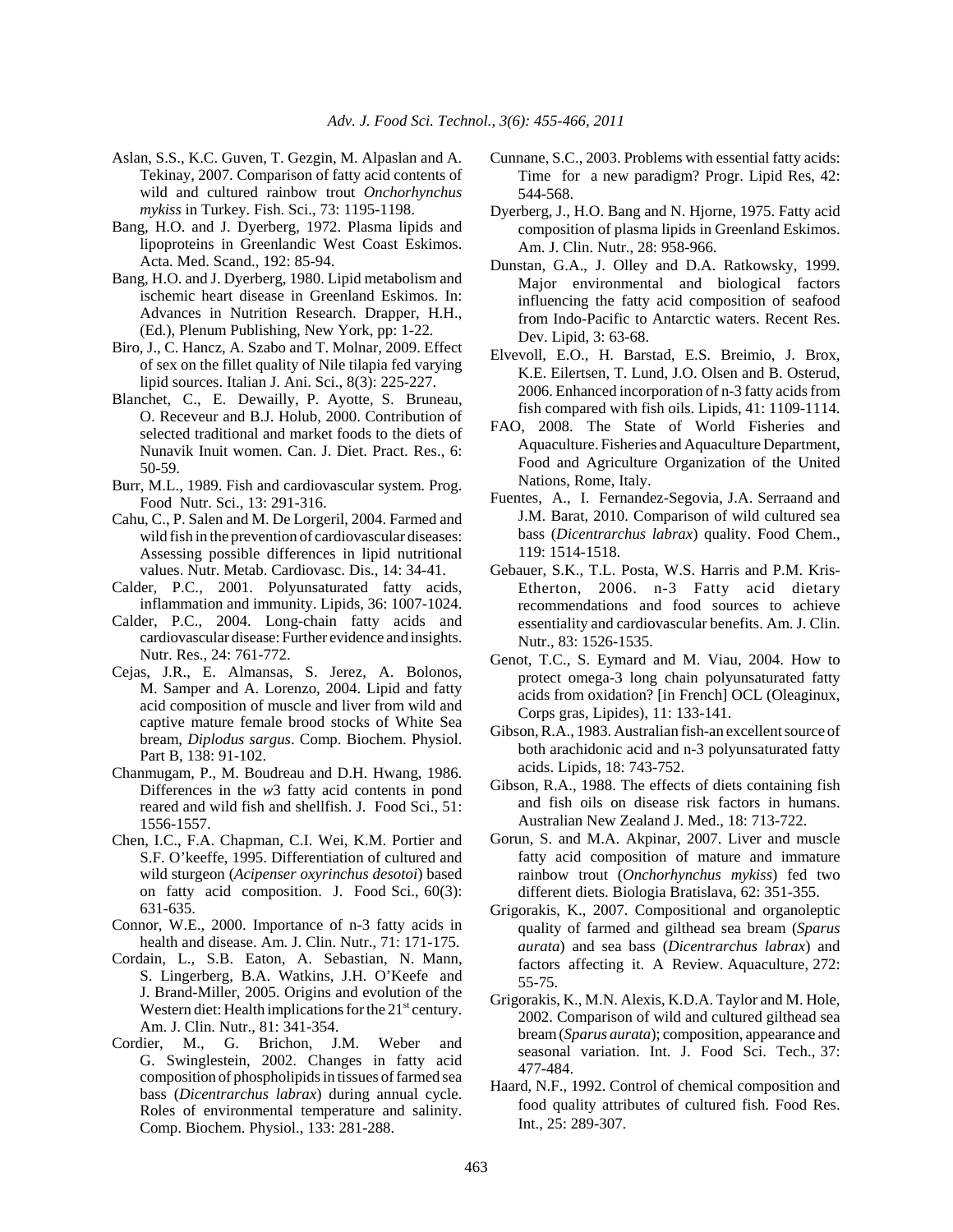Aslan, S.S., K.C. Guven, T. Gezgin, M. Alpaslan and A. Tekinay, 2007. Comparison of fatty acid contents of wild and cultured rainbow trout *Onchorhynchus mykiss* in Turkey. Fish. Sci., 73: 1195-1198.

Bang, H.O. and J. Dyerberg, 1972. Plasma lipids and lipoproteins in Greenlandic West Coast Eskimos. Acta. Med. Scand., 192: 85-94.

Bang, H.O. and J. Dyerberg, 1980. Lipid metabolism and ischemic heart disease in Greenland Eskimos. In: Advances in Nutrition Research. Drapper, H.H., (Ed.), Plenum Publishing, New York, pp: 1-22.

Biro, J., C. Hancz, A. Szabo and T. Molnar, 2009. Effect of sex on the fillet quality of Nile tilapia fed varying lipid sources. Italian J. Ani. Sci., 8(3): 225-227.

Blanchet, C., E. Dewailly, P. Ayotte, S. Bruneau, O. Receveur and B.J. Holub, 2000. Contribution of selected traditional and market foods to the diets of Nunavik Inuit women. Can. J. Diet. Pract. Res., 6: 50-59.

Burr, M.L., 1989. Fish and cardiovascular system. Prog. Food Nutr. Sci., 13: 291-316.

Cahu, C., P. Salen and M. De Lorgeril, 2004. Farmed and wild fish in the prevention of cardiovascular diseases: Assessing possible differences in lipid nutritional values. Nutr. Metab. Cardiovasc. Dis., 14: 34-41.

Calder, P.C., 2001. Polyunsaturated fatty acids, inflammation and immunity. Lipids, 36: 1007-1024.

Calder, P.C., 2004. Long-chain fatty acids and cardiovascular disease: Further evidence and insights. Nutr. Res., 24: 761-772.

Cejas, J.R., E. Almansas, S. Jerez, A. Bolonos, M. Samper and A. Lorenzo, 2004. Lipid and fatty acid composition of muscle and liver from wild and captive mature female brood stocks of White Sea bream, *Diplodus sargus*. Comp. Biochem. Physiol. Part B, 138: 91-102.

Chanmugam, P., M. Boudreau and D.H. Hwang, 1986. Differences in the *w*3 fatty acid contents in pond reared and wild fish and shellfish. J. Food Sci., 51: 1556-1557.

Chen, I.C., F.A. Chapman, C.I. Wei, K.M. Portier and S.F. O'keeffe, 1995. Differentiation of cultured and wild sturgeon (*Acipenser oxyrinchus desotoi*) based on fatty acid composition. J. Food Sci., 60(3): 631-635.

Connor, W.E., 2000. Importance of n-3 fatty acids in health and disease. Am. J. Clin. Nutr., 71: 171-175.

Cordain, L., S.B. Eaton, A. Sebastian, N. Mann, S. Lingerberg, B.A. Watkins, J.H. O'Keefe and J. Brand-Miller, 2005. Origins and evolution of the Western diet: Health implications for the 21st century. Am. J. Clin. Nutr., 81: 341-354.

Cordier, M., G. Brichon, J.M. Weber and G. Swinglestein, 2002. Changes in fatty acid composition of phospholipids in tissues of farmed sea bass (*Dicentrarchus labrax*) during annual cycle. Roles of environmental temperature and salinity. Comp. Biochem. Physiol., 133: 281-288.

Cunnane, S.C., 2003. Problems with essential fatty acids: Time for a new paradigm? Progr. Lipid Res, 42: 544-568.

Dyerberg, J., H.O. Bang and N. Hjorne, 1975. Fatty acid composition of plasma lipids in Greenland Eskimos. Am. J. Clin. Nutr., 28: 958-966.

Dunstan, G.A., J. Olley and D.A. Ratkowsky, 1999. Major environmental and biological factors influencing the fatty acid composition of seafood from Indo-Pacific to Antarctic waters. Recent Res. Dev. Lipid, 3: 63-68.

Elvevoll, E.O., H. Barstad, E.S. Breimio, J. Brox, K.E. Eilertsen, T. Lund, J.O. Olsen and B. Osterud, 2006. Enhanced incorporation of n-3 fatty acids from fish compared with fish oils. Lipids, 41: 1109-1114.

FAO, 2008. The State of World Fisheries and Aquaculture. Fisheries and Aquaculture Department, Food and Agriculture Organization of the United Nations, Rome, Italy.

Fuentes, A., I. Fernandez-Segovia, J.A. Serraand and J.M. Barat, 2010. Comparison of wild cultured sea bass (*Dicentrarchus labrax*) quality. Food Chem., 119: 1514-1518.

Gebauer, S.K., T.L. Posta, W.S. Harris and P.M. Kris-Etherton, 2006. n-3 Fatty acid dietary recommendations and food sources to achieve essentiality and cardiovascular benefits. Am. J. Clin. Nutr., 83: 1526-1535.

Genot, T.C., S. Eymard and M. Viau, 2004. How to protect omega-3 long chain polyunsaturated fatty acids from oxidation? [in French] OCL (Oleaginux, Corps gras, Lipides), 11: 133-141.

Gibson, R.A., 1983. Australian fish-an excellent source of both arachidonic acid and n-3 polyunsaturated fatty acids. Lipids, 18: 743-752.

Gibson, R.A., 1988. The effects of diets containing fish and fish oils on disease risk factors in humans. Australian New Zealand J. Med., 18: 713-722.

Gorun, S. and M.A. Akpinar, 2007. Liver and muscle fatty acid composition of mature and immature rainbow trout (*Onchorhynchus mykiss*) fed two different diets. Biologia Bratislava, 62: 351-355.

Grigorakis, K., 2007. Compositional and organoleptic quality of farmed and gilthead sea bream (*Sparus aurata*) and sea bass (*Dicentrarchus labrax*) and factors affecting it. A Review. Aquaculture, 272: 55-75.

Grigorakis, K., M.N. Alexis, K.D.A. Taylor and M. Hole, 2002. Comparison of wild and cultured gilthead sea bream (*Sparus aurata*); composition, appearance and seasonal variation. Int. J. Food Sci. Tech., 37: 477-484.

Haard, N.F., 1992. Control of chemical composition and food quality attributes of cultured fish. Food Res. Int., 25: 289-307.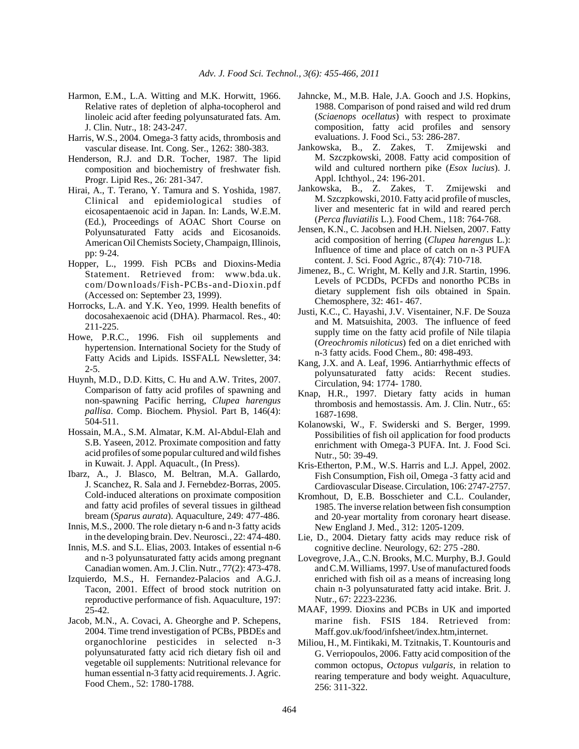Harmon, E.M., L.A. Witting and M.K. Horwitt, 1966. Relative rates of depletion of alpha-tocopherol and linoleic acid after feeding polyunsaturated fats. Am. J. Clin. Nutr., 18: 243-247.

Harris, W.S., 2004. Omega-3 fatty acids, thrombosis and vascular disease. Int. Cong. Ser., 1262: 380-383.

Henderson, R.J. and D.R. Tocher, 1987. The lipid composition and biochemistry of freshwater fish. Progr. Lipid Res., 26: 281-347.

Hirai, A., T. Terano, Y. Tamura and S. Yoshida, 1987. Clinical and epidemiological studies of eicosapentaenoic acid in Japan. In: Lands, W.E.M. (Ed.), Proceedings of AOAC Short Course on Polyunsaturated Fatty acids and Eicosanoids. American Oil Chemists Society, Champaign, Illinois, pp: 9-24.

Hopper, L., 1999. Fish PCBs and Dioxins-Media Statement. Retrieved from: www.bda.uk.com/Downloads/Fish-PCBs-and-Dioxin.pdf (Accessed on: September 23, 1999).

Horrocks, L.A. and Y.K. Yeo, 1999. Health benefits of docosahexaenoic acid (DHA). Pharmacol. Res., 40: 211-225.

Howe, P.R.C., 1996. Fish oil supplements and hypertension. International Society for the Study of Fatty Acids and Lipids. ISSFALL Newsletter, 34: 2-5.

Huynh, M.D., D.D. Kitts, C. Hu and A.W. Trites, 2007. Comparison of fatty acid profiles of spawning and non-spawning Pacific herring, *Clupea harengus pallisa*. Comp. Biochem. Physiol. Part B, 146(4): 504-511.

Hossain, M.A., S.M. Almatar, K.M. Al-Abdul-Elah and S.B. Yaseen, 2012. Proximate composition and fatty acid profiles of some popular cultured and wild fishes in Kuwait. J. Appl. Aquacult., (In Press).

Ibarz, A., J. Blasco, M. Beltran, M.A. Gallardo, J. Scanchez, R. Sala and J. Fernebdez-Borras, 2005. Cold-induced alterations on proximate composition and fatty acid profiles of several tissues in gilthead bream (*Sparus aurata*). Aquaculture, 249: 477-486.

Innis, M.S., 2000. The role dietary n-6 and n-3 fatty acids in the developing brain. Dev. Neurosci., 22: 474-480.

Innis, M.S. and S.L. Elias, 2003. Intakes of essential n-6 and n-3 polyunsaturated fatty acids among pregnant Canadian women. Am. J. Clin. Nutr., 77(2): 473-478.

Izquierdo, M.S., H. Fernandez-Palacios and A.G.J. Tacon, 2001. Effect of brood stock nutrition on reproductive performance of fish. Aquaculture, 197: 25-42.

Jacob, M.N., A. Covaci, A. Gheorghe and P. Schepens, 2004. Time trend investigation of PCBs, PBDEs and organochlorine pesticides in selected n-3 polyunsaturated fatty acid rich dietary fish oil and vegetable oil supplements: Nutritional relevance for human essential n-3 fatty acid requirements. J. Agric. Food Chem., 52: 1780-1788.

Jahncke, M., M.B. Hale, J.A. Gooch and J.S. Hopkins, 1988. Comparison of pond raised and wild red drum (*Sciaenops ocellatus*) with respect to proximate composition, fatty acid profiles and sensory evaluations. J. Food Sci., 53: 286-287.

Jankowska, B., Z. Zakes, T. Zmijewski and M. Szczpkowski, 2008. Fatty acid composition of wild and cultured northern pike (*Esox lucius*). J. Appl. Ichthyol., 24: 196-201.

Jankowska, B., Z. Zakes, T. Zmijewski and M. Szczpkowski, 2010. Fatty acid profile of muscles, liver and mesenteric fat in wild and reared perch (*Perca fluviatilis* L.). Food Chem., 118: 764-768.

Jensen, K.N., C. Jacobsen and H.H. Nielsen, 2007. Fatty acid composition of herring (*Clupea harengus* L.): Influence of time and place of catch on n-3 PUFA content. J. Sci. Food Agric., 87(4): 710-718.

Jimenez, B., C. Wright, M. Kelly and J.R. Startin, 1996. Levels of PCDDs, PCFDs and nonortho PCBs in dietary supplement fish oils obtained in Spain. Chemosphere, 32: 461- 467.

Justi, K.C., C. Hayashi, J.V. Visentainer, N.F. De Souza and M. Matsuishita, 2003. The influence of feed supply time on the fatty acid profile of Nile tilapia (*Oreochromis niloticus*) fed on a diet enriched with n-3 fatty acids. Food Chem., 80: 498-493.

Kang, J.X. and A. Leaf, 1996. Antiarrhythmic effects of polyunsaturated fatty acids: Recent studies. Circulation, 94: 1774- 1780.

Knap, H.R., 1997. Dietary fatty acids in human thrombosis and hemostassis. Am. J. Clin. Nutr., 65: 1687-1698.

Kolanowski, W., F. Swiderski and S. Berger, 1999. Possibilities of fish oil application for food products enrichment with Omega-3 PUFA. Int. J. Food Sci. Nutr., 50: 39-49.

Kris-Etherton, P.M., W.S. Harris and L.J. Appel, 2002. Fish Consumption, Fish oil, Omega -3 fatty acid and Cardiovascular Disease. Circulation, 106: 2747-2757.

Kromhout, D, E.B. Bosschieter and C.L. Coulander, 1985. The inverse relation between fish consumption and 20-year mortality from coronary heart disease. New England J. Med., 312: 1205-1209.

Lie, D., 2004. Dietary fatty acids may reduce risk of cognitive decline. Neurology, 62: 275 -280.

Lovegrove, J.A., C.N. Brooks, M.C. Murphy, B.J. Gould and C.M. Williams, 1997. Use of manufactured foods enriched with fish oil as a means of increasing long chain n-3 polyunsaturated fatty acid intake. Brit. J. Nutr., 67: 2223-2236.

MAAF, 1999. Dioxins and PCBs in UK and imported marine fish. FSIS 184. Retrieved from: Maff.gov.uk/food/infsheet/index.htm,internet.

Miliou, H., M. Fintikaki, M. Tzitnakis, T. Kountouris and G. Verriopoulos, 2006. Fatty acid composition of the common octopus, *Octopus vulgaris*, in relation to rearing temperature and body weight. Aquaculture, 256: 311-322.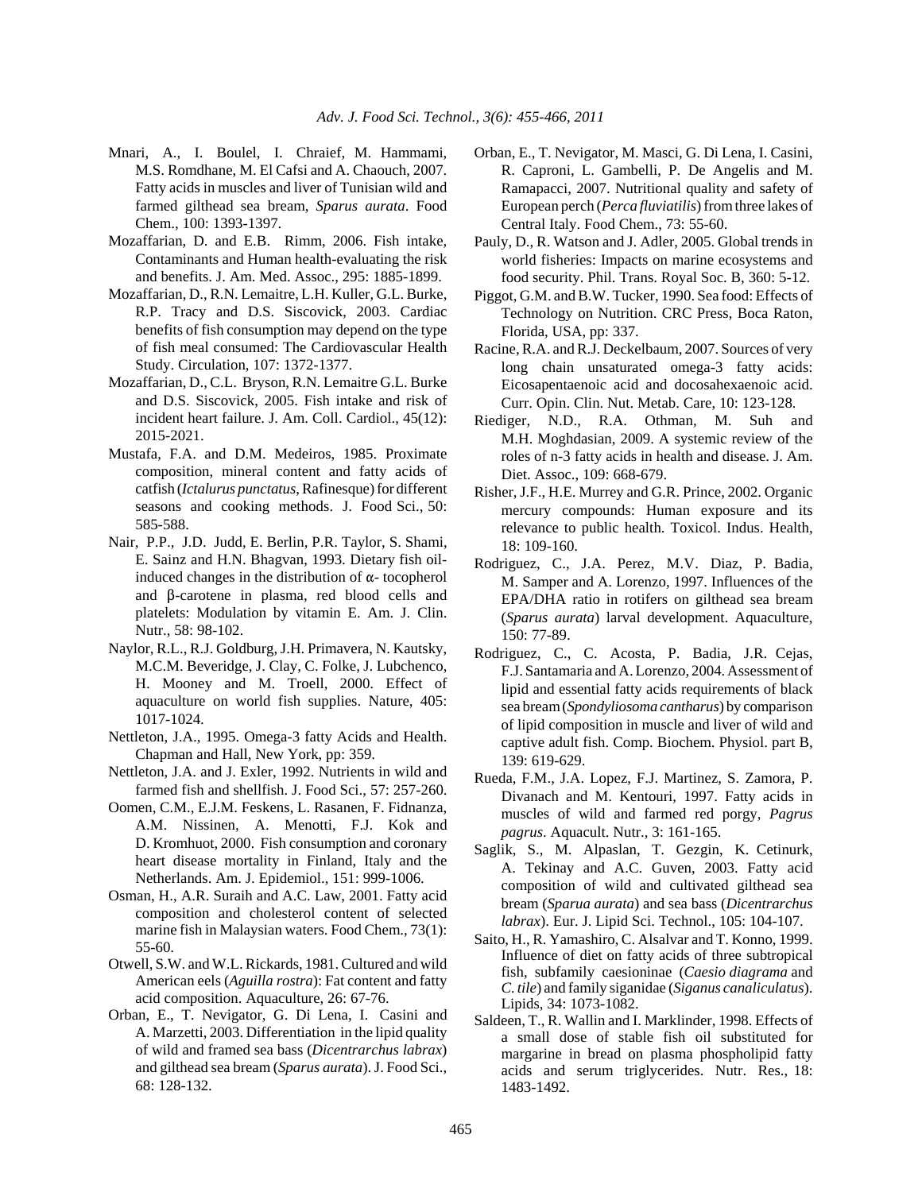Mnari, A., I. Boulel, I. Chraief, M. Hammami, M.S. Romdhane, M. El Cafsi and A. Chaouch, 2007. Fatty acids in muscles and liver of Tunisian wild and farmed gilthead sea bream, *Sparus aurata*. Food Chem., 100: 1393-1397.

Mozaffarian, D. and E.B. Rimm, 2006. Fish intake, Contaminants and Human health-evaluating the risk and benefits. J. Am. Med. Assoc., 295: 1885-1899.

Mozaffarian, D., R.N. Lemaitre, L.H. Kuller, G.L. Burke, R.P. Tracy and D.S. Siscovick, 2003. Cardiac benefits of fish consumption may depend on the type of fish meal consumed: The Cardiovascular Health Study. Circulation, 107: 1372-1377.

Mozaffarian, D., C.L. Bryson, R.N. Lemaitre G.L. Burke and D.S. Siscovick, 2005. Fish intake and risk of incident heart failure. J. Am. Coll. Cardiol., 45(12): 2015-2021.

Mustafa, F.A. and D.M. Medeiros, 1985. Proximate composition, mineral content and fatty acids of catfish (*Ictalurus punctatus*, Rafinesque) for different seasons and cooking methods. J. Food Sci., 50: 585-588.

Nair, P.P., J.D. Judd, E. Berlin, P.R. Taylor, S. Shami, E. Sainz and H.N. Bhagvan, 1993. Dietary fish oil-induced changes in the distribution of α- tocopherol and β-carotene in plasma, red blood cells and platelets: Modulation by vitamin E. Am. J. Clin. Nutr., 58: 98-102.

Naylor, R.L., R.J. Goldburg, J.H. Primavera, N. Kautsky, M.C.M. Beveridge, J. Clay, C. Folke, J. Lubchenco, H. Mooney and M. Troell, 2000. Effect of aquaculture on world fish supplies. Nature, 405: 1017-1024.

Nettleton, J.A., 1995. Omega-3 fatty Acids and Health. Chapman and Hall, New York, pp: 359.

Nettleton, J.A. and J. Exler, 1992. Nutrients in wild and farmed fish and shellfish. J. Food Sci., 57: 257-260.

Oomen, C.M., E.J.M. Feskens, L. Rasanen, F. Fidnanza, A.M. Nissinen, A. Menotti, F.J. Kok and D. Kromhuot, 2000. Fish consumption and coronary heart disease mortality in Finland, Italy and the Netherlands. Am. J. Epidemiol., 151: 999-1006.

Osman, H., A.R. Suraih and A.C. Law, 2001. Fatty acid composition and cholesterol content of selected marine fish in Malaysian waters. Food Chem., 73(1): 55-60.

Otwell, S.W. and W.L. Rickards, 1981. Cultured and wild American eels (*Aguilla rostra*): Fat content and fatty acid composition. Aquaculture, 26: 67-76.

Orban, E., T. Nevigator, G. Di Lena, I. Casini and A. Marzetti, 2003. Differentiation in the lipid quality of wild and framed sea bass (*Dicentrarchus labrax*) and gilthead sea bream (*Sparus aurata*). J. Food Sci., 68: 128-132.

Orban, E., T. Nevigator, M. Masci, G. Di Lena, I. Casini, R. Caproni, L. Gambelli, P. De Angelis and M. Ramapacci, 2007. Nutritional quality and safety of European perch (*Perca fluviatilis*) from three lakes of Central Italy. Food Chem., 73: 55-60.

Pauly, D., R. Watson and J. Adler, 2005. Global trends in world fisheries: Impacts on marine ecosystems and food security. Phil. Trans. Royal Soc. B, 360: 5-12.

Piggot, G.M. and B.W. Tucker, 1990. Sea food: Effects of Technology on Nutrition. CRC Press, Boca Raton, Florida, USA, pp: 337.

Racine, R.A. and R.J. Deckelbaum, 2007. Sources of very long chain unsaturated omega-3 fatty acids: Eicosapentaenoic acid and docosahexaenoic acid. Curr. Opin. Clin. Nut. Metab. Care, 10: 123-128.

Riediger, N.D., R.A. Othman, M. Suh and M.H. Moghdasian, 2009. A systemic review of the roles of n-3 fatty acids in health and disease. J. Am. Diet. Assoc., 109: 668-679.

Risher, J.F., H.E. Murrey and G.R. Prince, 2002. Organic mercury compounds: Human exposure and its relevance to public health. Toxicol. Indus. Health, 18: 109-160.

Rodriguez, C., J.A. Perez, M.V. Diaz, P. Badia, M. Samper and A. Lorenzo, 1997. Influences of the EPA/DHA ratio in rotifers on gilthead sea bream (*Sparus aurata*) larval development. Aquaculture, 150: 77-89.

Rodriguez, C., C. Acosta, P. Badia, J.R. Cejas, F.J. Santamaria and A. Lorenzo, 2004. Assessment of lipid and essential fatty acids requirements of black sea bream (*Spondyliosoma cantharus*) by comparison of lipid composition in muscle and liver of wild and captive adult fish. Comp. Biochem. Physiol. part B, 139: 619-629.

Rueda, F.M., J.A. Lopez, F.J. Martinez, S. Zamora, P. Divanach and M. Kentouri, 1997. Fatty acids in muscles of wild and farmed red porgy, *Pagrus pagrus*. Aquacult. Nutr., 3: 161-165.

Saglik, S., M. Alpaslan, T. Gezgin, K. Cetinurk, A. Tekinay and A.C. Guven, 2003. Fatty acid composition of wild and cultivated gilthead sea bream (*Sparua aurata*) and sea bass (*Dicentrarchus labrax*). Eur. J. Lipid Sci. Technol., 105: 104-107.

Saito, H., R. Yamashiro, C. Alsalvar and T. Konno, 1999. Influence of diet on fatty acids of three subtropical fish, subfamily caesioninae (*Caesio diagrama* and *C. tile*) and family siganidae (*Siganus canaliculatus*). Lipids, 34: 1073-1082.

Saldeen, T., R. Wallin and I. Marklinder, 1998. Effects of a small dose of stable fish oil substituted for margarine in bread on plasma phospholipid fatty acids and serum triglycerides. Nutr. Res., 18: 1483-1492.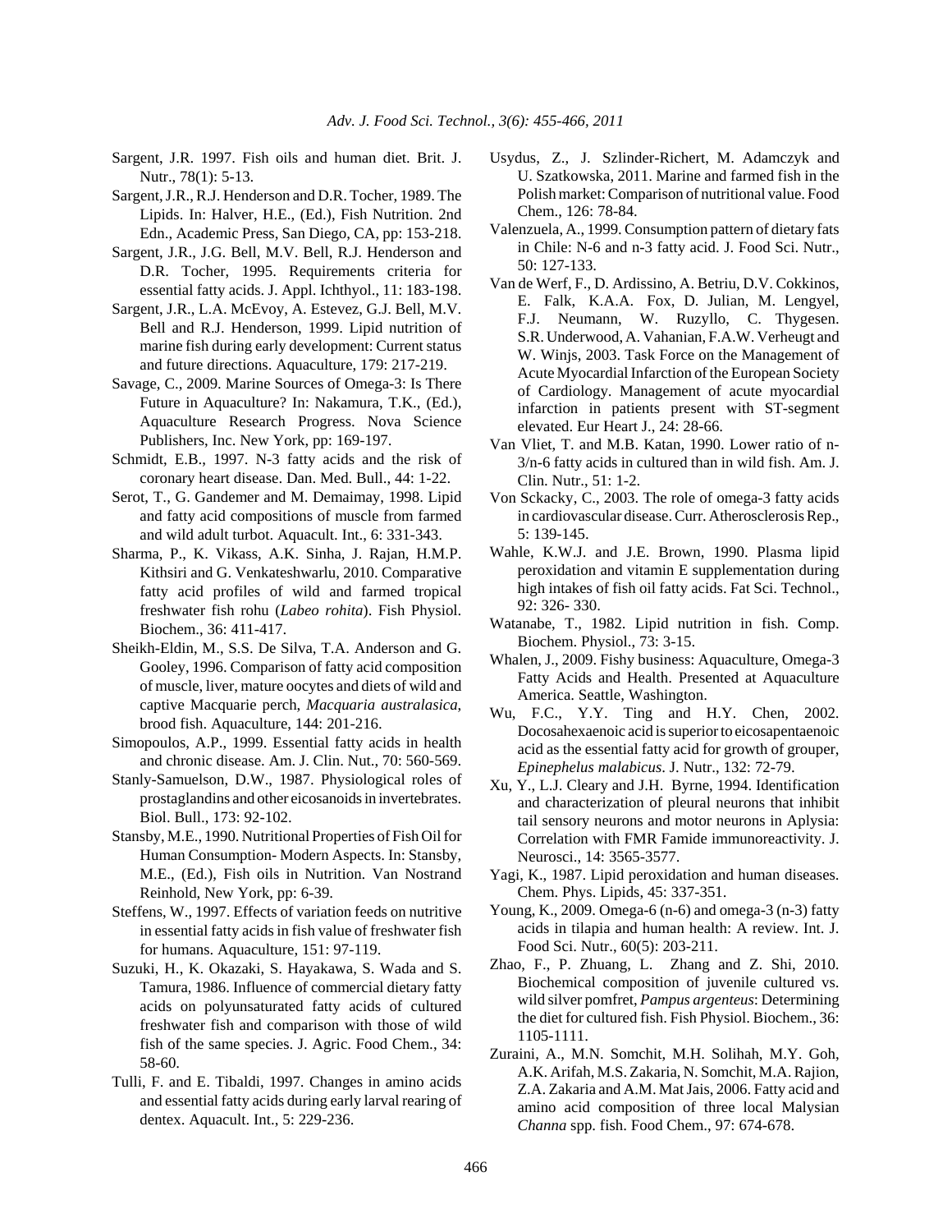Sargent, J.R. 1997. Fish oils and human diet. Brit. J. Nutr., 78(1): 5-13.

Sargent, J.R., R.J. Henderson and D.R. Tocher, 1989. The Lipids. In: Halver, H.E., (Ed.), Fish Nutrition. 2nd Edn., Academic Press, San Diego, CA, pp: 153-218.

Sargent, J.R., J.G. Bell, M.V. Bell, R.J. Henderson and D.R. Tocher, 1995. Requirements criteria for essential fatty acids. J. Appl. Ichthyol., 11: 183-198.

Sargent, J.R., L.A. McEvoy, A. Estevez, G.J. Bell, M.V. Bell and R.J. Henderson, 1999. Lipid nutrition of marine fish during early development: Current status and future directions. Aquaculture, 179: 217-219.

Savage, C., 2009. Marine Sources of Omega-3: Is There Future in Aquaculture? In: Nakamura, T.K., (Ed.), Aquaculture Research Progress. Nova Science Publishers, Inc. New York, pp: 169-197.

Schmidt, E.B., 1997. N-3 fatty acids and the risk of coronary heart disease. Dan. Med. Bull., 44: 1-22.

Serot, T., G. Gandemer and M. Demaimay, 1998. Lipid and fatty acid compositions of muscle from farmed and wild adult turbot. Aquacult. Int., 6: 331-343.

Sharma, P., K. Vikass, A.K. Sinha, J. Rajan, H.M.P. Kithsiri and G. Venkateshwarlu, 2010. Comparative fatty acid profiles of wild and farmed tropical freshwater fish rohu (*Labeo rohita*). Fish Physiol. Biochem., 36: 411-417.

Sheikh-Eldin, M., S.S. De Silva, T.A. Anderson and G. Gooley, 1996. Comparison of fatty acid composition of muscle, liver, mature oocytes and diets of wild and captive Macquarie perch, *Macquaria australasica*, brood fish. Aquaculture, 144: 201-216.

Simopoulos, A.P., 1999. Essential fatty acids in health and chronic disease. Am. J. Clin. Nut., 70: 560-569.

Stanly-Samuelson, D.W., 1987. Physiological roles of prostaglandins and other eicosanoids in invertebrates. Biol. Bull., 173: 92-102.

Stansby, M.E., 1990. Nutritional Properties of Fish Oil for Human Consumption- Modern Aspects. In: Stansby, M.E., (Ed.), Fish oils in Nutrition. Van Nostrand Reinhold, New York, pp: 6-39.

Steffens, W., 1997. Effects of variation feeds on nutritive in essential fatty acids in fish value of freshwater fish for humans. Aquaculture, 151: 97-119.

Suzuki, H., K. Okazaki, S. Hayakawa, S. Wada and S. Tamura, 1986. Influence of commercial dietary fatty acids on polyunsaturated fatty acids of cultured freshwater fish and comparison with those of wild fish of the same species. J. Agric. Food Chem., 34: 58-60.

Tulli, F. and E. Tibaldi, 1997. Changes in amino acids and essential fatty acids during early larval rearing of dentex. Aquacult. Int., 5: 229-236.

Usydus, Z., J. Szlinder-Richert, M. Adamczyk and U. Szatkowska, 2011. Marine and farmed fish in the Polish market: Comparison of nutritional value. Food Chem., 126: 78-84.

Valenzuela, A., 1999. Consumption pattern of dietary fats in Chile: N-6 and n-3 fatty acid. J. Food Sci. Nutr., 50: 127-133.

Van de Werf, F., D. Ardissino, A. Betriu, D.V. Cokkinos, E. Falk, K.A.A. Fox, D. Julian, M. Lengyel, F.J. Neumann, W. Ruzyllo, C. Thygesen. S.R. Underwood, A. Vahanian, F.A.W. Verheugt and W. Winjs, 2003. Task Force on the Management of Acute Myocardial Infarction of the European Society of Cardiology. Management of acute myocardial infarction in patients present with ST-segment elevated. Eur Heart J., 24: 28-66.

Van Vliet, T. and M.B. Katan, 1990. Lower ratio of n-3/n-6 fatty acids in cultured than in wild fish. Am. J. Clin. Nutr., 51: 1-2.

Von Sckacky, C., 2003. The role of omega-3 fatty acids in cardiovascular disease. Curr. Atherosclerosis Rep., 5: 139-145.

Wahle, K.W.J. and J.E. Brown, 1990. Plasma lipid peroxidation and vitamin E supplementation during high intakes of fish oil fatty acids. Fat Sci. Technol., 92: 326- 330.

Watanabe, T., 1982. Lipid nutrition in fish. Comp. Biochem. Physiol., 73: 3-15.

Whalen, J., 2009. Fishy business: Aquaculture, Omega-3 Fatty Acids and Health. Presented at Aquaculture America. Seattle, Washington.

Wu, F.C., Y.Y. Ting and H.Y. Chen, 2002. Docosahexaenoic acid is superior to eicosapentaenoic acid as the essential fatty acid for growth of grouper, *Epinephelus malabicus*. J. Nutr., 132: 72-79.

Xu, Y., L.J. Cleary and J.H. Byrne, 1994. Identification and characterization of pleural neurons that inhibit tail sensory neurons and motor neurons in Aplysia: Correlation with FMR Famide immunoreactivity. J. Neurosci., 14: 3565-3577.

Yagi, K., 1987. Lipid peroxidation and human diseases. Chem. Phys. Lipids, 45: 337-351.

Young, K., 2009. Omega-6 (n-6) and omega-3 (n-3) fatty acids in tilapia and human health: A review. Int. J. Food Sci. Nutr., 60(5): 203-211.

Zhao, F., P. Zhuang, L. Zhang and Z. Shi, 2010. Biochemical composition of juvenile cultured vs. wild silver pomfret, *Pampus argenteus*: Determining the diet for cultured fish. Fish Physiol. Biochem., 36: 1105-1111.

Zuraini, A., M.N. Somchit, M.H. Solihah, M.Y. Goh, A.K. Arifah, M.S. Zakaria, N. Somchit, M.A. Rajion, Z.A. Zakaria and A.M. Mat Jais, 2006. Fatty acid and amino acid composition of three local Malysian *Channa* spp. fish. Food Chem., 97: 674-678.